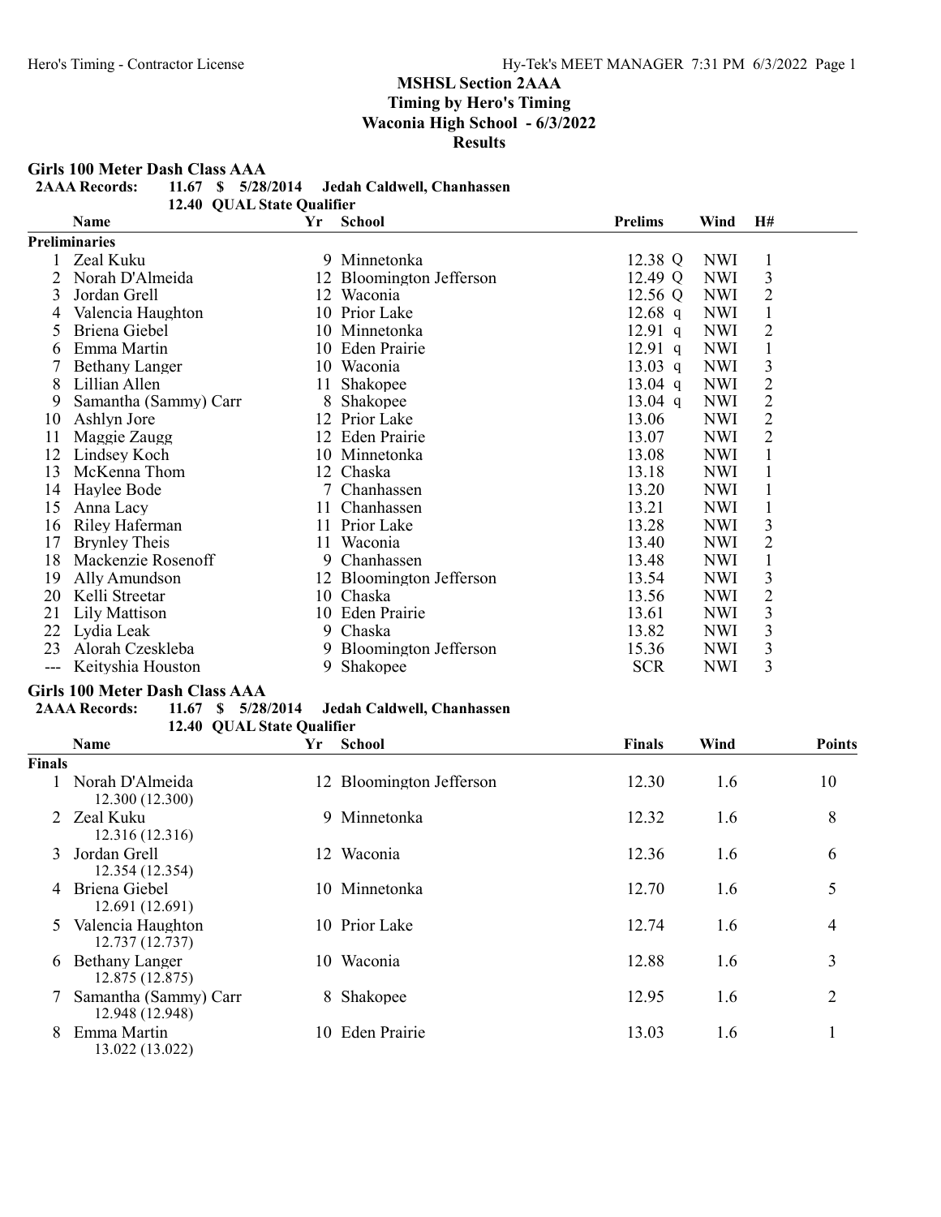# MSHSL Section 2AAA
## Timing by Hero's Timing
## Waconia High School - 6/3/2022
## Results

### Girls 100 Meter Dash Class AAA

**2AAA Records:** 11.67 $ 5/28/2014 Jedah Caldwell, Chanhassen
12.40 QUAL State Qualifier

| | Name | Yr | School | Prelims | Wind | H# |
|---|---|---|---|---|---|---|
| **Preliminaries** | | | | | | |
| 1 | Zeal Kuku | 9 | Minnetonka | 12.38 Q | NWI | 1 |
| 2 | Norah D'Almeida | 12 | Bloomington Jefferson | 12.49 Q | NWI | 3 |
| 3 | Jordan Grell | 12 | Waconia | 12.56 Q | NWI | 2 |
| 4 | Valencia Haughton | 10 | Prior Lake | 12.68 q | NWI | 1 |
| 5 | Briena Giebel | 10 | Minnetonka | 12.91 q | NWI | 2 |
| 6 | Emma Martin | 10 | Eden Prairie | 12.91 q | NWI | 1 |
| 7 | Bethany Langer | 10 | Waconia | 13.03 q | NWI | 3 |
| 8 | Lillian Allen | 11 | Shakopee | 13.04 q | NWI | 2 |
| 9 | Samantha (Sammy) Carr | 8 | Shakopee | 13.04 q | NWI | 2 |
| 10 | Ashlyn Jore | 12 | Prior Lake | 13.06 | NWI | 2 |
| 11 | Maggie Zaugg | 12 | Eden Prairie | 13.07 | NWI | 2 |
| 12 | Lindsey Koch | 10 | Minnetonka | 13.08 | NWI | 1 |
| 13 | McKenna Thom | 12 | Chaska | 13.18 | NWI | 1 |
| 14 | Haylee Bode | 7 | Chanhassen | 13.20 | NWI | 1 |
| 15 | Anna Lacy | 11 | Chanhassen | 13.21 | NWI | 1 |
| 16 | Riley Haferman | 11 | Prior Lake | 13.28 | NWI | 3 |
| 17 | Brynley Theis | 11 | Waconia | 13.40 | NWI | 2 |
| 18 | Mackenzie Rosenoff | 9 | Chanhassen | 13.48 | NWI | 1 |
| 19 | Ally Amundson | 12 | Bloomington Jefferson | 13.54 | NWI | 3 |
| 20 | Kelli Streetar | 10 | Chaska | 13.56 | NWI | 2 |
| 21 | Lily Mattison | 10 | Eden Prairie | 13.61 | NWI | 3 |
| 22 | Lydia Leak | 9 | Chaska | 13.82 | NWI | 3 |
| 23 | Alorah Czeskleba | 9 | Bloomington Jefferson | 15.36 | NWI | 3 |
| --- | Keityshia Houston | 9 | Shakopee | SCR | NWI | 3 |

### Girls 100 Meter Dash Class AAA

**2AAA Records:** 11.67 $ 5/28/2014 Jedah Caldwell, Chanhassen
12.40 QUAL State Qualifier

| | Name | Yr | School | Finals | Wind | Points |
|---|---|---|---|---|---|---|
| **Finals** | | | | | | |
| 1 | Norah D'Almeida<br>12.300 (12.300) | 12 | Bloomington Jefferson | 12.30 | 1.6 | 10 |
| 2 | Zeal Kuku<br>12.316 (12.316) | 9 | Minnetonka | 12.32 | 1.6 | 8 |
| 3 | Jordan Grell<br>12.354 (12.354) | 12 | Waconia | 12.36 | 1.6 | 6 |
| 4 | Briena Giebel<br>12.691 (12.691) | 10 | Minnetonka | 12.70 | 1.6 | 5 |
| 5 | Valencia Haughton<br>12.737 (12.737) | 10 | Prior Lake | 12.74 | 1.6 | 4 |
| 6 | Bethany Langer<br>12.875 (12.875) | 10 | Waconia | 12.88 | 1.6 | 3 |
| 7 | Samantha (Sammy) Carr<br>12.948 (12.948) | 8 | Shakopee | 12.95 | 1.6 | 2 |
| 8 | Emma Martin<br>13.022 (13.022) | 10 | Eden Prairie | 13.03 | 1.6 | 1 |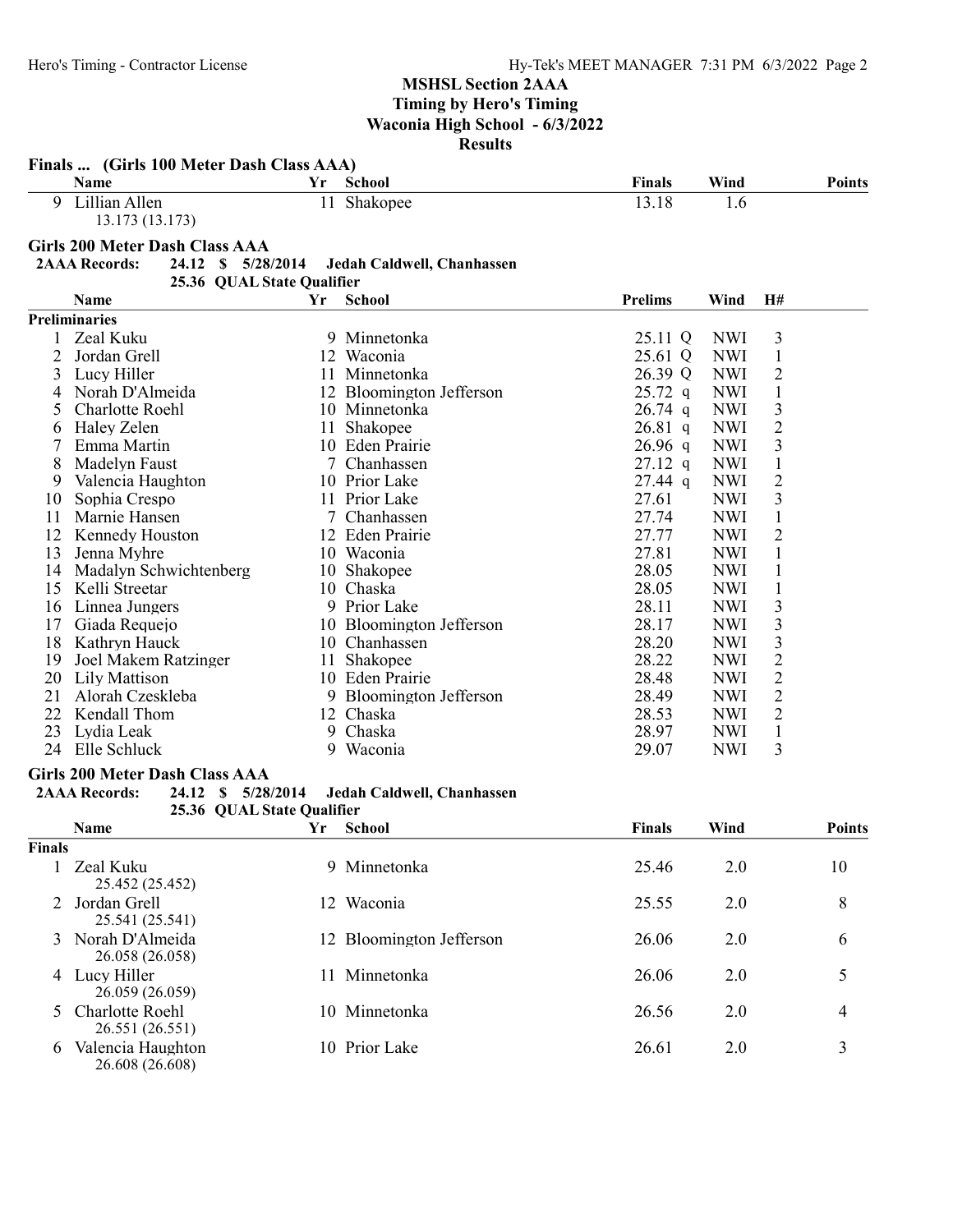## MSHSL Section 2AAA
## Timing by Hero's Timing
## Waconia High School - 6/3/2022
## Results

### Finals ... (Girls 100 Meter Dash Class AAA)

| | Name | Yr | School | Finals | Wind | Points |
|---|---|---|---|---|---|---|
| 9 | Lillian Allen<br>13.173 (13.173) | 11 | Shakopee | 13.18 | 1.6 | |

### Girls 200 Meter Dash Class AAA

**2AAA Records:** 24.12 $ 5/28/2014 Jedah Caldwell, Chanhassen
25.36 QUAL State Qualifier

**Preliminaries**

| | Name | Yr | School | Prelims | Wind | H# |
|---|---|---|---|---|---|---|
| 1 | Zeal Kuku | 9 | Minnetonka | 25.11 Q | NWI | 3 |
| 2 | Jordan Grell | 12 | Waconia | 25.61 Q | NWI | 1 |
| 3 | Lucy Hiller | 11 | Minnetonka | 26.39 Q | NWI | 2 |
| 4 | Norah D'Almeida | 12 | Bloomington Jefferson | 25.72 q | NWI | 1 |
| 5 | Charlotte Roehl | 10 | Minnetonka | 26.74 q | NWI | 3 |
| 6 | Haley Zelen | 11 | Shakopee | 26.81 q | NWI | 2 |
| 7 | Emma Martin | 10 | Eden Prairie | 26.96 q | NWI | 3 |
| 8 | Madelyn Faust | 7 | Chanhassen | 27.12 q | NWI | 1 |
| 9 | Valencia Haughton | 10 | Prior Lake | 27.44 q | NWI | 2 |
| 10 | Sophia Crespo | 11 | Prior Lake | 27.61 | NWI | 3 |
| 11 | Marnie Hansen | 7 | Chanhassen | 27.74 | NWI | 1 |
| 12 | Kennedy Houston | 12 | Eden Prairie | 27.77 | NWI | 2 |
| 13 | Jenna Myhre | 10 | Waconia | 27.81 | NWI | 1 |
| 14 | Madalyn Schwichtenberg | 10 | Shakopee | 28.05 | NWI | 1 |
| 15 | Kelli Streetar | 10 | Chaska | 28.05 | NWI | 1 |
| 16 | Linnea Jungers | 9 | Prior Lake | 28.11 | NWI | 3 |
| 17 | Giada Requejo | 10 | Bloomington Jefferson | 28.17 | NWI | 3 |
| 18 | Kathryn Hauck | 10 | Chanhassen | 28.20 | NWI | 3 |
| 19 | Joel Makem Ratzinger | 11 | Shakopee | 28.22 | NWI | 2 |
| 20 | Lily Mattison | 10 | Eden Prairie | 28.48 | NWI | 2 |
| 21 | Alorah Czeskleba | 9 | Bloomington Jefferson | 28.49 | NWI | 2 |
| 22 | Kendall Thom | 12 | Chaska | 28.53 | NWI | 2 |
| 23 | Lydia Leak | 9 | Chaska | 28.97 | NWI | 1 |
| 24 | Elle Schluck | 9 | Waconia | 29.07 | NWI | 3 |

### Girls 200 Meter Dash Class AAA

**2AAA Records:** 24.12 $ 5/28/2014 Jedah Caldwell, Chanhassen
25.36 QUAL State Qualifier

**Finals**

| | Name | Yr | School | Finals | Wind | Points |
|---|---|---|---|---|---|---|
| 1 | Zeal Kuku<br>25.452 (25.452) | 9 | Minnetonka | 25.46 | 2.0 | 10 |
| 2 | Jordan Grell<br>25.541 (25.541) | 12 | Waconia | 25.55 | 2.0 | 8 |
| 3 | Norah D'Almeida<br>26.058 (26.058) | 12 | Bloomington Jefferson | 26.06 | 2.0 | 6 |
| 4 | Lucy Hiller<br>26.059 (26.059) | 11 | Minnetonka | 26.06 | 2.0 | 5 |
| 5 | Charlotte Roehl<br>26.551 (26.551) | 10 | Minnetonka | 26.56 | 2.0 | 4 |
| 6 | Valencia Haughton<br>26.608 (26.608) | 10 | Prior Lake | 26.61 | 2.0 | 3 |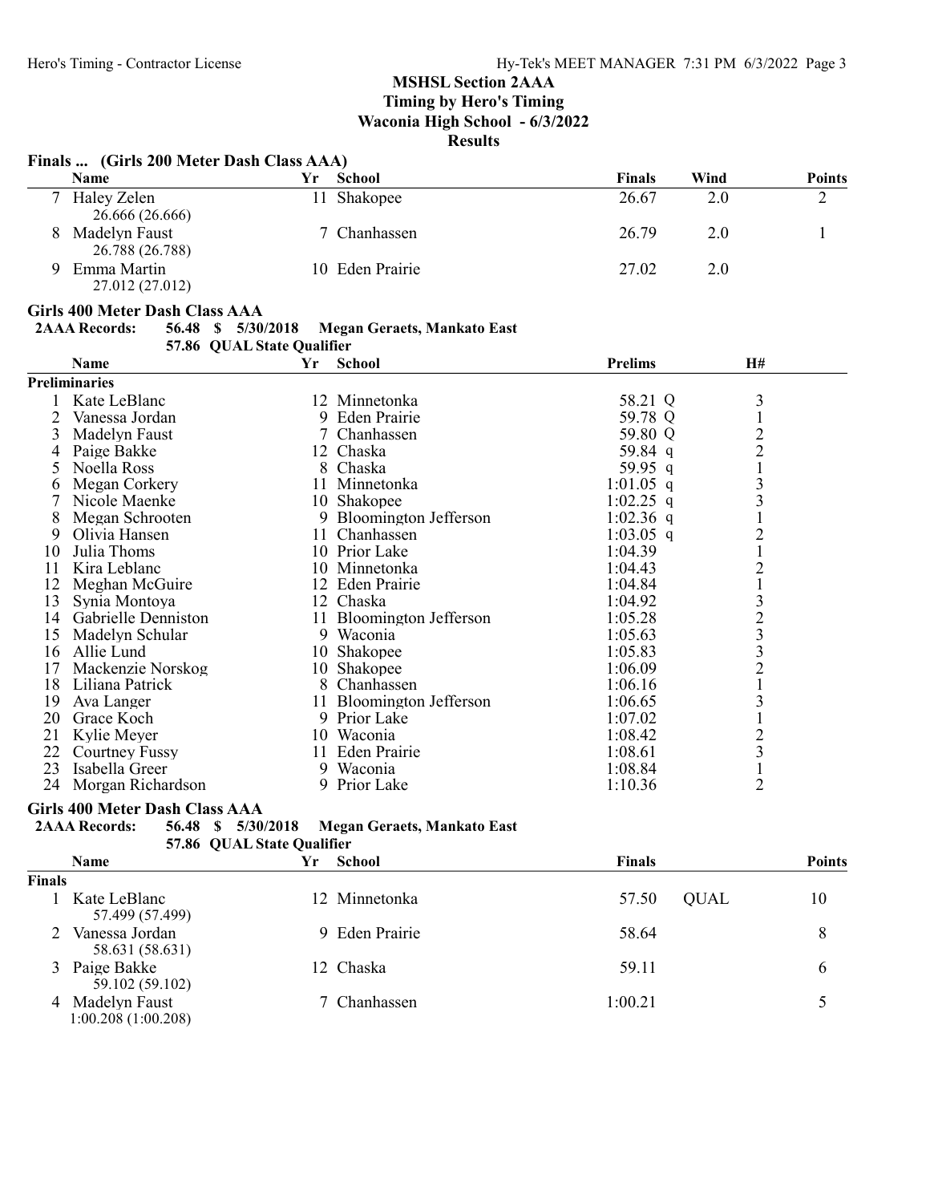## MSHSL Section 2AAA

**Timing by Hero's Timing**

**Waconia High School - 6/3/2022**

**Results**

### Finals ... (Girls 200 Meter Dash Class AAA)

| | Name | Yr | School | Finals | Wind | Points |
|---|---|---|---|---|---|---|
| 7 | Haley Zelen<br>26.666 (26.666) | 11 | Shakopee | 26.67 | 2.0 | 2 |
| 8 | Madelyn Faust<br>26.788 (26.788) | 7 | Chanhassen | 26.79 | 2.0 | 1 |
| 9 | Emma Martin<br>27.012 (27.012) | 10 | Eden Prairie | 27.02 | 2.0 | |

### Girls 400 Meter Dash Class AAA

**2AAA Records: 56.48 $ 5/30/2018 Megan Geraets, Mankato East**

**57.86 QUAL State Qualifier**

| | Name | Yr | School | Prelims | | H# |
|---|---|---|---|---|---|---|
| **Preliminaries** | | | | | | |
| 1 | Kate LeBlanc | 12 | Minnetonka | 58.21 | Q | 3 |
| 2 | Vanessa Jordan | 9 | Eden Prairie | 59.78 | Q | 1 |
| 3 | Madelyn Faust | 7 | Chanhassen | 59.80 | Q | 2 |
| 4 | Paige Bakke | 12 | Chaska | 59.84 | q | 2 |
| 5 | Noella Ross | 8 | Chaska | 59.95 | q | 1 |
| 6 | Megan Corkery | 11 | Minnetonka | 1:01.05 | q | 3 |
| 7 | Nicole Maenke | 10 | Shakopee | 1:02.25 | q | 3 |
| 8 | Megan Schrooten | 9 | Bloomington Jefferson | 1:02.36 | q | 1 |
| 9 | Olivia Hansen | 11 | Chanhassen | 1:03.05 | q | 2 |
| 10 | Julia Thoms | 10 | Prior Lake | 1:04.39 | | 1 |
| 11 | Kira Leblanc | 10 | Minnetonka | 1:04.43 | | 2 |
| 12 | Meghan McGuire | 12 | Eden Prairie | 1:04.84 | | 1 |
| 13 | Synia Montoya | 12 | Chaska | 1:04.92 | | 3 |
| 14 | Gabrielle Denniston | 11 | Bloomington Jefferson | 1:05.28 | | 2 |
| 15 | Madelyn Schular | 9 | Waconia | 1:05.63 | | 3 |
| 16 | Allie Lund | 10 | Shakopee | 1:05.83 | | 3 |
| 17 | Mackenzie Norskog | 10 | Shakopee | 1:06.09 | | 2 |
| 18 | Liliana Patrick | 8 | Chanhassen | 1:06.16 | | 1 |
| 19 | Ava Langer | 11 | Bloomington Jefferson | 1:06.65 | | 3 |
| 20 | Grace Koch | 9 | Prior Lake | 1:07.02 | | 1 |
| 21 | Kylie Meyer | 10 | Waconia | 1:08.42 | | 2 |
| 22 | Courtney Fussy | 11 | Eden Prairie | 1:08.61 | | 3 |
| 23 | Isabella Greer | 9 | Waconia | 1:08.84 | | 1 |
| 24 | Morgan Richardson | 9 | Prior Lake | 1:10.36 | | 2 |

### Girls 400 Meter Dash Class AAA

**2AAA Records: 56.48 $ 5/30/2018 Megan Geraets, Mankato East**

**57.86 QUAL State Qualifier**

| | Name | Yr | School | Finals | | Points |
|---|---|---|---|---|---|---|
| **Finals** | | | | | | |
| 1 | Kate LeBlanc<br>57.499 (57.499) | 12 | Minnetonka | 57.50 | QUAL | 10 |
| 2 | Vanessa Jordan<br>58.631 (58.631) | 9 | Eden Prairie | 58.64 | | 8 |
| 3 | Paige Bakke<br>59.102 (59.102) | 12 | Chaska | 59.11 | | 6 |
| 4 | Madelyn Faust<br>1:00.208 (1:00.208) | 7 | Chanhassen | 1:00.21 | | 5 |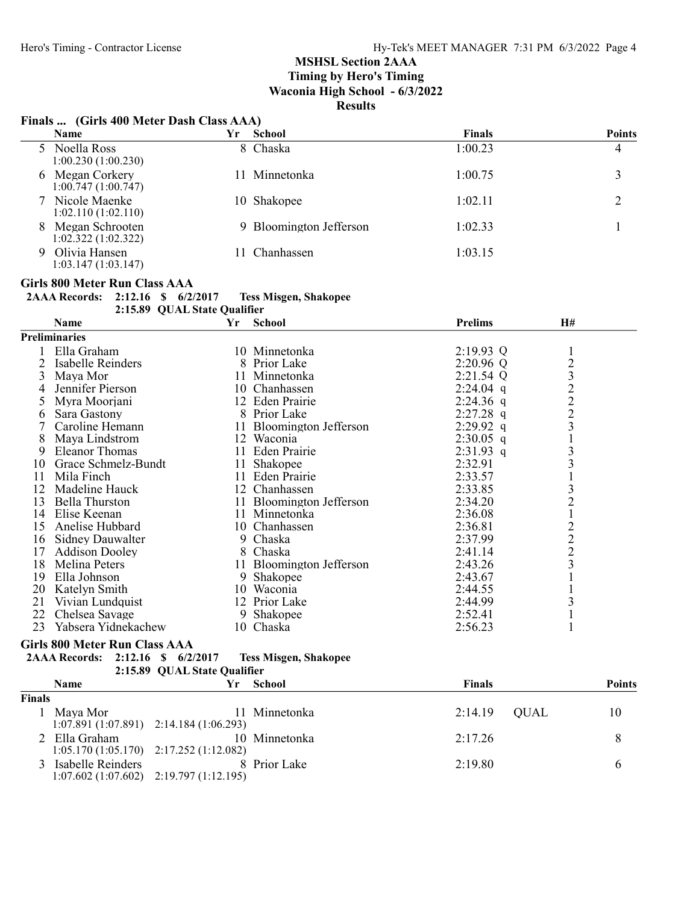## MSHSL Section 2AAA
### Timing by Hero's Timing
### Waconia High School - 6/3/2022
### Results

**Finals ... (Girls 400 Meter Dash Class AAA)**

| | Name | Yr | School | Finals | Points |
|---|---|---|---|---|---|
| 5 | Noella Ross<br>1:00.230 (1:00.230) | 8 | Chaska | 1:00.23 | 4 |
| 6 | Megan Corkery<br>1:00.747 (1:00.747) | 11 | Minnetonka | 1:00.75 | 3 |
| 7 | Nicole Maenke<br>1:02.110 (1:02.110) | 10 | Shakopee | 1:02.11 | 2 |
| 8 | Megan Schrooten<br>1:02.322 (1:02.322) | 9 | Bloomington Jefferson | 1:02.33 | 1 |
| 9 | Olivia Hansen<br>1:03.147 (1:03.147) | 11 | Chanhassen | 1:03.15 | |

**Girls 800 Meter Run Class AAA**

**2AAA Records: 2:12.16 $ 6/2/2017 Tess Misgen, Shakopee**
**2:15.89 QUAL State Qualifier**

**Preliminaries**

| | Name | Yr | School | Prelims | H# |
|---|---|---|---|---|---|
| 1 | Ella Graham | 10 | Minnetonka | 2:19.93 Q | 1 |
| 2 | Isabelle Reinders | 8 | Prior Lake | 2:20.96 Q | 2 |
| 3 | Maya Mor | 11 | Minnetonka | 2:21.54 Q | 3 |
| 4 | Jennifer Pierson | 10 | Chanhassen | 2:24.04 q | 2 |
| 5 | Myra Moorjani | 12 | Eden Prairie | 2:24.36 q | 2 |
| 6 | Sara Gastony | 8 | Prior Lake | 2:27.28 q | 2 |
| 7 | Caroline Hemann | 11 | Bloomington Jefferson | 2:29.92 q | 3 |
| 8 | Maya Lindstrom | 12 | Waconia | 2:30.05 q | 1 |
| 9 | Eleanor Thomas | 11 | Eden Prairie | 2:31.93 q | 3 |
| 10 | Grace Schmelz-Bundt | 11 | Shakopee | 2:32.91 | 3 |
| 11 | Mila Finch | 11 | Eden Prairie | 2:33.57 | 1 |
| 12 | Madeline Hauck | 12 | Chanhassen | 2:33.85 | 3 |
| 13 | Bella Thurston | 11 | Bloomington Jefferson | 2:34.20 | 2 |
| 14 | Elise Keenan | 11 | Minnetonka | 2:36.08 | 1 |
| 15 | Anelise Hubbard | 10 | Chanhassen | 2:36.81 | 2 |
| 16 | Sidney Dauwalter | 9 | Chaska | 2:37.99 | 2 |
| 17 | Addison Dooley | 8 | Chaska | 2:41.14 | 2 |
| 18 | Melina Peters | 11 | Bloomington Jefferson | 2:43.26 | 3 |
| 19 | Ella Johnson | 9 | Shakopee | 2:43.67 | 1 |
| 20 | Katelyn Smith | 10 | Waconia | 2:44.55 | 1 |
| 21 | Vivian Lundquist | 12 | Prior Lake | 2:44.99 | 3 |
| 22 | Chelsea Savage | 9 | Shakopee | 2:52.41 | 1 |
| 23 | Yabsera Yidnekachew | 10 | Chaska | 2:56.23 | 1 |

**Girls 800 Meter Run Class AAA**

**2AAA Records: 2:12.16 $ 6/2/2017 Tess Misgen, Shakopee**
**2:15.89 QUAL State Qualifier**

**Finals**

| | Name | Yr | School | Finals | | Points |
|---|---|---|---|---|---|---|
| 1 | Maya Mor<br>1:07.891 (1:07.891) 2:14.184 (1:06.293) | 11 | Minnetonka | 2:14.19 | QUAL | 10 |
| 2 | Ella Graham<br>1:05.170 (1:05.170) 2:17.252 (1:12.082) | 10 | Minnetonka | 2:17.26 | | 8 |
| 3 | Isabelle Reinders<br>1:07.602 (1:07.602) 2:19.797 (1:12.195) | 8 | Prior Lake | 2:19.80 | | 6 |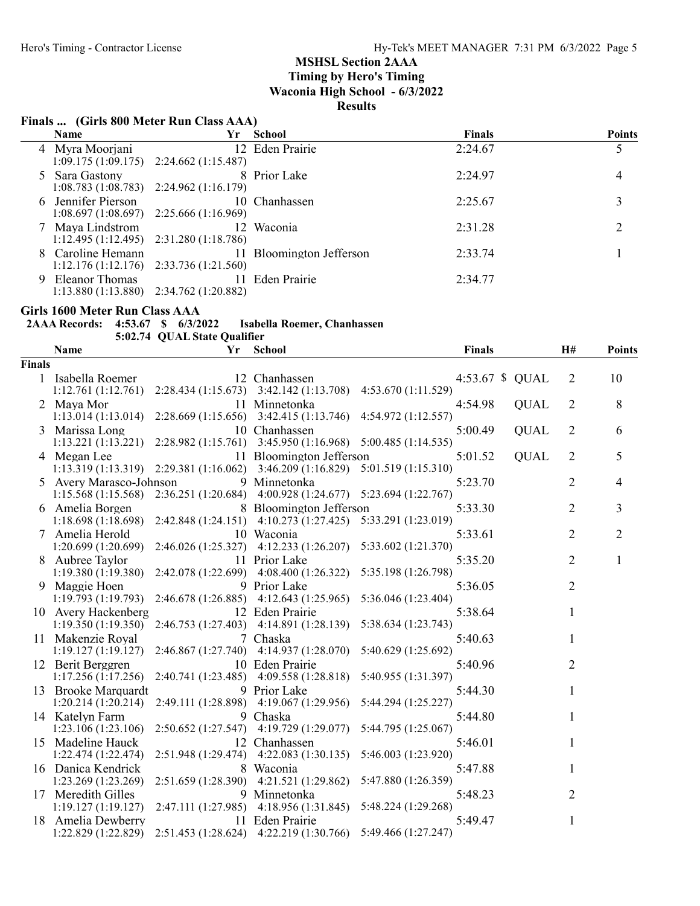## MSHSL Section 2AAA
## Timing by Hero's Timing
## Waconia High School - 6/3/2022
## Results

### Finals ... (Girls 800 Meter Run Class AAA)

| | Name | Yr | School | Finals | Points |
|---|---|---|---|---|---|
| 4 | Myra Moorjani<br>1:09.175 (1:09.175) 2:24.662 (1:15.487) | 12 | Eden Prairie | 2:24.67 | 5 |
| 5 | Sara Gastony<br>1:08.783 (1:08.783) 2:24.962 (1:16.179) | 8 | Prior Lake | 2:24.97 | 4 |
| 6 | Jennifer Pierson<br>1:08.697 (1:08.697) 2:25.666 (1:16.969) | 10 | Chanhassen | 2:25.67 | 3 |
| 7 | Maya Lindstrom<br>1:12.495 (1:12.495) 2:31.280 (1:18.786) | 12 | Waconia | 2:31.28 | 2 |
| 8 | Caroline Hemann<br>1:12.176 (1:12.176) 2:33.736 (1:21.560) | 11 | Bloomington Jefferson | 2:33.74 | 1 |
| 9 | Eleanor Thomas<br>1:13.880 (1:13.880) 2:34.762 (1:20.882) | 11 | Eden Prairie | 2:34.77 | |

### Girls 1600 Meter Run Class AAA

**2AAA Records:** 4:53.67 $ 6/3/2022 Isabella Roemer, Chanhassen
5:02.74 QUAL State Qualifier

**Finals**

| | Name | Yr | School | Finals | | H# | Points |
|---|---|---|---|---|---|---|---|
| 1 | Isabella Roemer<br>1:12.761 (1:12.761) 2:28.434 (1:15.673) 3:42.142 (1:13.708) 4:53.670 (1:11.529) | 12 | Chanhassen | 4:53.67 $ | QUAL | 2 | 10 |
| 2 | Maya Mor<br>1:13.014 (1:13.014) 2:28.669 (1:15.656) 3:42.415 (1:13.746) 4:54.972 (1:12.557) | 11 | Minnetonka | 4:54.98 | QUAL | 2 | 8 |
| 3 | Marissa Long<br>1:13.221 (1:13.221) 2:28.982 (1:15.761) 3:45.950 (1:16.968) 5:00.485 (1:14.535) | 10 | Chanhassen | 5:00.49 | QUAL | 2 | 6 |
| 4 | Megan Lee<br>1:13.319 (1:13.319) 2:29.381 (1:16.062) 3:46.209 (1:16.829) 5:01.519 (1:15.310) | 11 | Bloomington Jefferson | 5:01.52 | QUAL | 2 | 5 |
| 5 | Avery Marasco-Johnson<br>1:15.568 (1:15.568) 2:36.251 (1:20.684) 4:00.928 (1:24.677) 5:23.694 (1:22.767) | 9 | Minnetonka | 5:23.70 | | 2 | 4 |
| 6 | Amelia Borgen<br>1:18.698 (1:18.698) 2:42.848 (1:24.151) 4:10.273 (1:27.425) 5:33.291 (1:23.019) | 8 | Bloomington Jefferson | 5:33.30 | | 2 | 3 |
| 7 | Amelia Herold<br>1:20.699 (1:20.699) 2:46.026 (1:25.327) 4:12.233 (1:26.207) 5:33.602 (1:21.370) | 10 | Waconia | 5:33.61 | | 2 | 2 |
| 8 | Aubree Taylor<br>1:19.380 (1:19.380) 2:42.078 (1:22.699) 4:08.400 (1:26.322) 5:35.198 (1:26.798) | 11 | Prior Lake | 5:35.20 | | 2 | 1 |
| 9 | Maggie Hoen<br>1:19.793 (1:19.793) 2:46.678 (1:26.885) 4:12.643 (1:25.965) 5:36.046 (1:23.404) | 9 | Prior Lake | 5:36.05 | | 2 | |
| 10 | Avery Hackenberg<br>1:19.350 (1:19.350) 2:46.753 (1:27.403) 4:14.891 (1:28.139) 5:38.634 (1:23.743) | 12 | Eden Prairie | 5:38.64 | | 1 | |
| 11 | Makenzie Royal<br>1:19.127 (1:19.127) 2:46.867 (1:27.740) 4:14.937 (1:28.070) 5:40.629 (1:25.692) | 7 | Chaska | 5:40.63 | | 1 | |
| 12 | Berit Berggren<br>1:17.256 (1:17.256) 2:40.741 (1:23.485) 4:09.558 (1:28.818) 5:40.955 (1:31.397) | 10 | Eden Prairie | 5:40.96 | | 2 | |
| 13 | Brooke Marquardt<br>1:20.214 (1:20.214) 2:49.111 (1:28.898) 4:19.067 (1:29.956) 5:44.294 (1:25.227) | 9 | Prior Lake | 5:44.30 | | 1 | |
| 14 | Katelyn Farm<br>1:23.106 (1:23.106) 2:50.652 (1:27.547) 4:19.729 (1:29.077) 5:44.795 (1:25.067) | 9 | Chaska | 5:44.80 | | 1 | |
| 15 | Madeline Hauck<br>1:22.474 (1:22.474) 2:51.948 (1:29.474) 4:22.083 (1:30.135) 5:46.003 (1:23.920) | 12 | Chanhassen | 5:46.01 | | 1 | |
| 16 | Danica Kendrick<br>1:23.269 (1:23.269) 2:51.659 (1:28.390) 4:21.521 (1:29.862) 5:47.880 (1:26.359) | 8 | Waconia | 5:47.88 | | 1 | |
| 17 | Meredith Gilles<br>1:19.127 (1:19.127) 2:47.111 (1:27.985) 4:18.956 (1:31.845) 5:48.224 (1:29.268) | 9 | Minnetonka | 5:48.23 | | 2 | |
| 18 | Amelia Dewberry<br>1:22.829 (1:22.829) 2:51.453 (1:28.624) 4:22.219 (1:30.766) 5:49.466 (1:27.247) | 11 | Eden Prairie | 5:49.47 | | 1 | |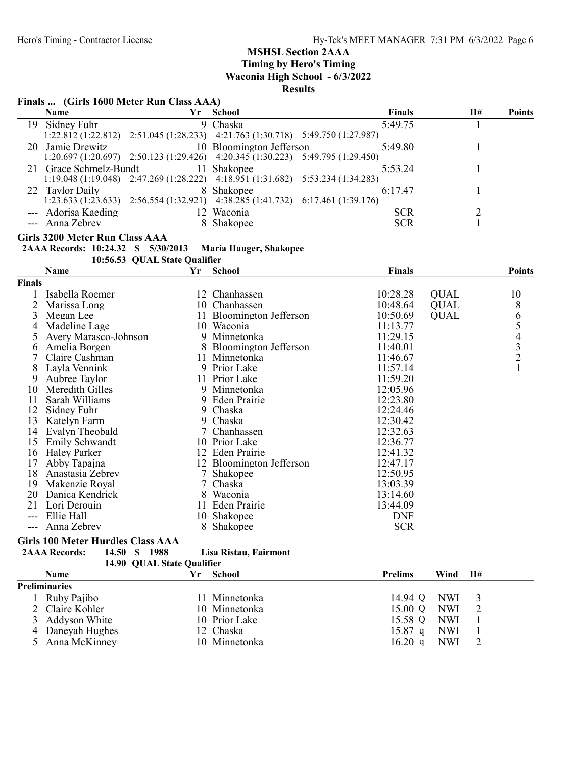## MSHSL Section 2AAA
**Timing by Hero's Timing**
**Waconia High School - 6/3/2022**
**Results**

### Finals ... (Girls 1600 Meter Run Class AAA)

| | Name | Yr | School | Finals | H# | Points |
|---|---|---|---|---|---|---|
| 19 | Sidney Fuhr | 9 | Chaska | 5:49.75 | 1 | |
| | 1:22.812 (1:22.812) 2:51.045 (1:28.233) 4:21.763 (1:30.718) 5:49.750 (1:27.987) | | | | | |
| 20 | Jamie Drewitz | 10 | Bloomington Jefferson | 5:49.80 | 1 | |
| | 1:20.697 (1:20.697) 2:50.123 (1:29.426) 4:20.345 (1:30.223) 5:49.795 (1:29.450) | | | | | |
| 21 | Grace Schmelz-Bundt | 11 | Shakopee | 5:53.24 | 1 | |
| | 1:19.048 (1:19.048) 2:47.269 (1:28.222) 4:18.951 (1:31.682) 5:53.234 (1:34.283) | | | | | |
| 22 | Taylor Daily | 8 | Shakopee | 6:17.47 | 1 | |
| | 1:23.633 (1:23.633) 2:56.554 (1:32.921) 4:38.285 (1:41.732) 6:17.461 (1:39.176) | | | | | |
| --- | Adorisa Kaeding | 12 | Waconia | SCR | 2 | |
| --- | Anna Zebrev | 8 | Shakopee | SCR | 1 | |

### Girls 3200 Meter Run Class AAA

**2AAA Records: 10:24.32 $ 5/30/2013 Maria Hauger, Shakopee**
**10:56.53 QUAL State Qualifier**

| | Name | Yr | School | Finals | | Points |
|---|---|---|---|---|---|---|
| **Finals** | | | | | | |
| 1 | Isabella Roemer | 12 | Chanhassen | 10:28.28 | QUAL | 10 |
| 2 | Marissa Long | 10 | Chanhassen | 10:48.64 | QUAL | 8 |
| 3 | Megan Lee | 11 | Bloomington Jefferson | 10:50.69 | QUAL | 6 |
| 4 | Madeline Lage | 10 | Waconia | 11:13.77 | | 5 |
| 5 | Avery Marasco-Johnson | 9 | Minnetonka | 11:29.15 | | 4 |
| 6 | Amelia Borgen | 8 | Bloomington Jefferson | 11:40.01 | | 3 |
| 7 | Claire Cashman | 11 | Minnetonka | 11:46.67 | | 2 |
| 8 | Layla Vennink | 9 | Prior Lake | 11:57.14 | | 1 |
| 9 | Aubree Taylor | 11 | Prior Lake | 11:59.20 | | |
| 10 | Meredith Gilles | 9 | Minnetonka | 12:05.96 | | |
| 11 | Sarah Williams | 9 | Eden Prairie | 12:23.80 | | |
| 12 | Sidney Fuhr | 9 | Chaska | 12:24.46 | | |
| 13 | Katelyn Farm | 9 | Chaska | 12:30.42 | | |
| 14 | Evalyn Theobald | 7 | Chanhassen | 12:32.63 | | |
| 15 | Emily Schwandt | 10 | Prior Lake | 12:36.77 | | |
| 16 | Haley Parker | 12 | Eden Prairie | 12:41.32 | | |
| 17 | Abby Tapajna | 12 | Bloomington Jefferson | 12:47.17 | | |
| 18 | Anastasia Zebrev | 7 | Shakopee | 12:50.95 | | |
| 19 | Makenzie Royal | 7 | Chaska | 13:03.39 | | |
| 20 | Danica Kendrick | 8 | Waconia | 13:14.60 | | |
| 21 | Lori Derouin | 11 | Eden Prairie | 13:44.09 | | |
| --- | Ellie Hall | 10 | Shakopee | DNF | | |
| --- | Anna Zebrev | 8 | Shakopee | SCR | | |

### Girls 100 Meter Hurdles Class AAA

**2AAA Records: 14.50 $ 1988 Lisa Ristau, Fairmont**
**14.90 QUAL State Qualifier**

| | Name | Yr | School | Prelims | Wind | H# |
|---|---|---|---|---|---|---|
| **Preliminaries** | | | | | | |
| 1 | Ruby Pajibo | 11 | Minnetonka | 14.94 Q | NWI | 3 |
| 2 | Claire Kohler | 10 | Minnetonka | 15.00 Q | NWI | 2 |
| 3 | Addyson White | 10 | Prior Lake | 15.58 Q | NWI | 1 |
| 4 | Daneyah Hughes | 12 | Chaska | 15.87 q | NWI | 1 |
| 5 | Anna McKinney | 10 | Minnetonka | 16.20 q | NWI | 2 |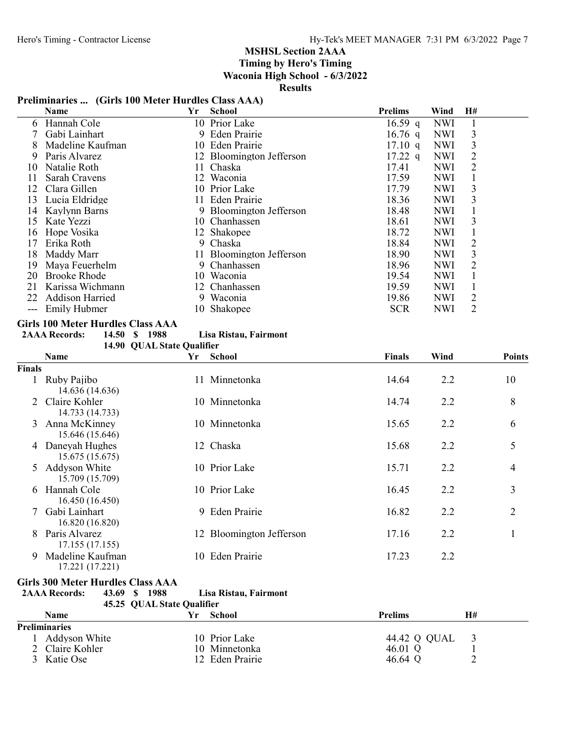## MSHSL Section 2AAA
### Timing by Hero's Timing
### Waconia High School - 6/3/2022
### Results

**Preliminaries ... (Girls 100 Meter Hurdles Class AAA)**

| | Name | Yr | School | Prelims | Wind | H# |
|---|---|---|---|---|---|---|
| 6 | Hannah Cole | 10 | Prior Lake | 16.59 q | NWI | 1 |
| 7 | Gabi Lainhart | 9 | Eden Prairie | 16.76 q | NWI | 3 |
| 8 | Madeline Kaufman | 10 | Eden Prairie | 17.10 q | NWI | 3 |
| 9 | Paris Alvarez | 12 | Bloomington Jefferson | 17.22 q | NWI | 2 |
| 10 | Natalie Roth | 11 | Chaska | 17.41 | NWI | 2 |
| 11 | Sarah Cravens | 12 | Waconia | 17.59 | NWI | 1 |
| 12 | Clara Gillen | 10 | Prior Lake | 17.79 | NWI | 3 |
| 13 | Lucia Eldridge | 11 | Eden Prairie | 18.36 | NWI | 3 |
| 14 | Kaylynn Barns | 9 | Bloomington Jefferson | 18.48 | NWI | 1 |
| 15 | Kate Yezzi | 10 | Chanhassen | 18.61 | NWI | 3 |
| 16 | Hope Vosika | 12 | Shakopee | 18.72 | NWI | 1 |
| 17 | Erika Roth | 9 | Chaska | 18.84 | NWI | 2 |
| 18 | Maddy Marr | 11 | Bloomington Jefferson | 18.90 | NWI | 3 |
| 19 | Maya Feuerhelm | 9 | Chanhassen | 18.96 | NWI | 2 |
| 20 | Brooke Rhode | 10 | Waconia | 19.54 | NWI | 1 |
| 21 | Karissa Wichmann | 12 | Chanhassen | 19.59 | NWI | 1 |
| 22 | Addison Harried | 9 | Waconia | 19.86 | NWI | 2 |
| --- | Emily Hubmer | 10 | Shakopee | SCR | NWI | 2 |

**Girls 100 Meter Hurdles Class AAA**

**2AAA Records:** 14.50 $ 1988 **Lisa Ristau, Fairmont**

14.90 QUAL State Qualifier

| | Name | Yr | School | Finals | Wind | Points |
|---|---|---|---|---|---|---|
| **Finals** | | | | | | |
| 1 | Ruby Pajibo<br>14.636 (14.636) | 11 | Minnetonka | 14.64 | 2.2 | 10 |
| 2 | Claire Kohler<br>14.733 (14.733) | 10 | Minnetonka | 14.74 | 2.2 | 8 |
| 3 | Anna McKinney<br>15.646 (15.646) | 10 | Minnetonka | 15.65 | 2.2 | 6 |
| 4 | Daneyah Hughes<br>15.675 (15.675) | 12 | Chaska | 15.68 | 2.2 | 5 |
| 5 | Addyson White<br>15.709 (15.709) | 10 | Prior Lake | 15.71 | 2.2 | 4 |
| 6 | Hannah Cole<br>16.450 (16.450) | 10 | Prior Lake | 16.45 | 2.2 | 3 |
| 7 | Gabi Lainhart<br>16.820 (16.820) | 9 | Eden Prairie | 16.82 | 2.2 | 2 |
| 8 | Paris Alvarez<br>17.155 (17.155) | 12 | Bloomington Jefferson | 17.16 | 2.2 | 1 |
| 9 | Madeline Kaufman<br>17.221 (17.221) | 10 | Eden Prairie | 17.23 | 2.2 | |

**Girls 300 Meter Hurdles Class AAA**

**2AAA Records:** 43.69 $ 1988 **Lisa Ristau, Fairmont**

45.25 QUAL State Qualifier

| | Name | Yr | School | Prelims | H# |
|---|---|---|---|---|---|
| **Preliminaries** | | | | | |
| 1 | Addyson White | 10 | Prior Lake | 44.42 Q QUAL | 3 |
| 2 | Claire Kohler | 10 | Minnetonka | 46.01 Q | 1 |
| 3 | Katie Ose | 12 | Eden Prairie | 46.64 Q | 2 |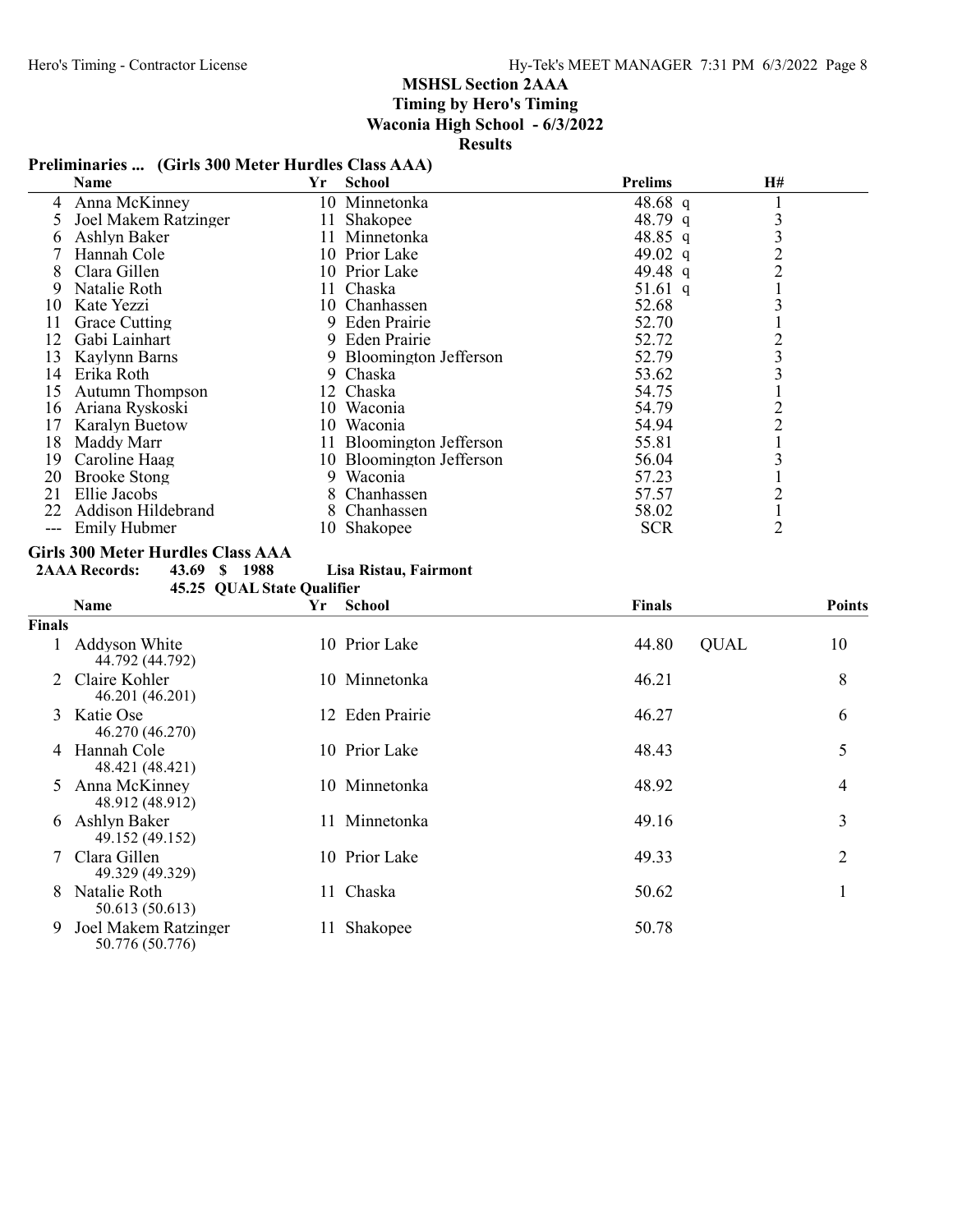## MSHSL Section 2AAA

**Timing by Hero's Timing**

**Waconia High School - 6/3/2022**

**Results**

### Preliminaries ... (Girls 300 Meter Hurdles Class AAA)

| | Name | Yr | School | Prelims | | H# |
|---|---|---|---|---|---|---|
| 4 | Anna McKinney | 10 | Minnetonka | 48.68 | q | 1 |
| 5 | Joel Makem Ratzinger | 11 | Shakopee | 48.79 | q | 3 |
| 6 | Ashlyn Baker | 11 | Minnetonka | 48.85 | q | 3 |
| 7 | Hannah Cole | 10 | Prior Lake | 49.02 | q | 2 |
| 8 | Clara Gillen | 10 | Prior Lake | 49.48 | q | 2 |
| 9 | Natalie Roth | 11 | Chaska | 51.61 | q | 1 |
| 10 | Kate Yezzi | 10 | Chanhassen | 52.68 | | 3 |
| 11 | Grace Cutting | 9 | Eden Prairie | 52.70 | | 1 |
| 12 | Gabi Lainhart | 9 | Eden Prairie | 52.72 | | 2 |
| 13 | Kaylynn Barns | 9 | Bloomington Jefferson | 52.79 | | 3 |
| 14 | Erika Roth | 9 | Chaska | 53.62 | | 3 |
| 15 | Autumn Thompson | 12 | Chaska | 54.75 | | 1 |
| 16 | Ariana Ryskoski | 10 | Waconia | 54.79 | | 2 |
| 17 | Karalyn Buetow | 10 | Waconia | 54.94 | | 2 |
| 18 | Maddy Marr | 11 | Bloomington Jefferson | 55.81 | | 1 |
| 19 | Caroline Haag | 10 | Bloomington Jefferson | 56.04 | | 3 |
| 20 | Brooke Stong | 9 | Waconia | 57.23 | | 1 |
| 21 | Ellie Jacobs | 8 | Chanhassen | 57.57 | | 2 |
| 22 | Addison Hildebrand | 8 | Chanhassen | 58.02 | | 1 |
| --- | Emily Hubmer | 10 | Shakopee | SCR | | 2 |

### Girls 300 Meter Hurdles Class AAA

**2AAA Records:** 43.69 $ 1988 **Lisa Ristau, Fairmont**

**45.25 QUAL State Qualifier**

| | Name | Yr | School | Finals | | Points |
|---|---|---|---|---|---|---|
| **Finals** | | | | | | |
| 1 | Addyson White<br>44.792 (44.792) | 10 | Prior Lake | 44.80 | QUAL | 10 |
| 2 | Claire Kohler<br>46.201 (46.201) | 10 | Minnetonka | 46.21 | | 8 |
| 3 | Katie Ose<br>46.270 (46.270) | 12 | Eden Prairie | 46.27 | | 6 |
| 4 | Hannah Cole<br>48.421 (48.421) | 10 | Prior Lake | 48.43 | | 5 |
| 5 | Anna McKinney<br>48.912 (48.912) | 10 | Minnetonka | 48.92 | | 4 |
| 6 | Ashlyn Baker<br>49.152 (49.152) | 11 | Minnetonka | 49.16 | | 3 |
| 7 | Clara Gillen<br>49.329 (49.329) | 10 | Prior Lake | 49.33 | | 2 |
| 8 | Natalie Roth<br>50.613 (50.613) | 11 | Chaska | 50.62 | | 1 |
| 9 | Joel Makem Ratzinger<br>50.776 (50.776) | 11 | Shakopee | 50.78 | | |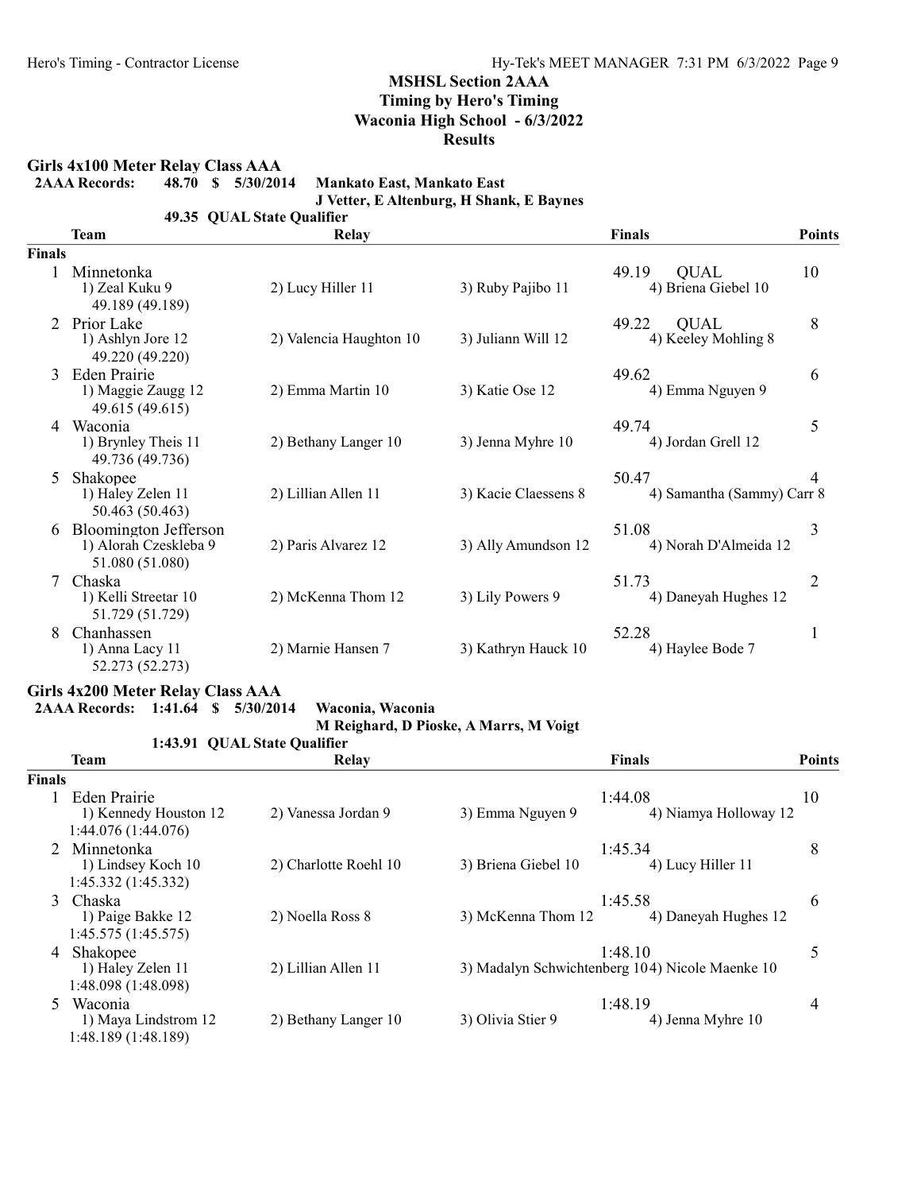## MSHSL Section 2AAA
### Timing by Hero's Timing
### Waconia High School - 6/3/2022
### Results

**Girls 4x100 Meter Relay Class AAA**

**2AAA Records: 48.70 $ 5/30/2014 Mankato East, Mankato East**
**J Vetter, E Altenburg, H Shank, E Baynes**
**49.35 QUAL State Qualifier**

| | Team | Relay | | | Finals | | Points |
|---|---|---|---|---|---|---|---|
| **Finals** | | | | | | | |
| 1 | Minnetonka | | | | 49.19 | QUAL | 10 |
| | 1) Zeal Kuku 9 | 2) Lucy Hiller 11 | 3) Ruby Pajibo 11 | 4) Briena Giebel 10 | | | |
| | 49.189 (49.189) | | | | | | |
| 2 | Prior Lake | | | | 49.22 | QUAL | 8 |
| | 1) Ashlyn Jore 12 | 2) Valencia Haughton 10 | 3) Juliann Will 12 | 4) Keeley Mohling 8 | | | |
| | 49.220 (49.220) | | | | | | |
| 3 | Eden Prairie | | | | 49.62 | | 6 |
| | 1) Maggie Zaugg 12 | 2) Emma Martin 10 | 3) Katie Ose 12 | 4) Emma Nguyen 9 | | | |
| | 49.615 (49.615) | | | | | | |
| 4 | Waconia | | | | 49.74 | | 5 |
| | 1) Brynley Theis 11 | 2) Bethany Langer 10 | 3) Jenna Myhre 10 | 4) Jordan Grell 12 | | | |
| | 49.736 (49.736) | | | | | | |
| 5 | Shakopee | | | | 50.47 | | 4 |
| | 1) Haley Zelen 11 | 2) Lillian Allen 11 | 3) Kacie Claessens 8 | 4) Samantha (Sammy) Carr 8 | | | |
| | 50.463 (50.463) | | | | | | |
| 6 | Bloomington Jefferson | | | | 51.08 | | 3 |
| | 1) Alorah Czeskleba 9 | 2) Paris Alvarez 12 | 3) Ally Amundson 12 | 4) Norah D'Almeida 12 | | | |
| | 51.080 (51.080) | | | | | | |
| 7 | Chaska | | | | 51.73 | | 2 |
| | 1) Kelli Streetar 10 | 2) McKenna Thom 12 | 3) Lily Powers 9 | 4) Daneyah Hughes 12 | | | |
| | 51.729 (51.729) | | | | | | |
| 8 | Chanhassen | | | | 52.28 | | 1 |
| | 1) Anna Lacy 11 | 2) Marnie Hansen 7 | 3) Kathryn Hauck 10 | 4) Haylee Bode 7 | | | |
| | 52.273 (52.273) | | | | | | |

**Girls 4x200 Meter Relay Class AAA**

**2AAA Records: 1:41.64 $ 5/30/2014 Waconia, Waconia**
**M Reighard, D Pioske, A Marrs, M Voigt**
**1:43.91 QUAL State Qualifier**

| | Team | Relay | | | Finals | Points |
|---|---|---|---|---|---|---|
| **Finals** | | | | | | |
| 1 | Eden Prairie | | | | 1:44.08 | 10 |
| | 1) Kennedy Houston 12 | 2) Vanessa Jordan 9 | 3) Emma Nguyen 9 | 4) Niamya Holloway 12 | | |
| | 1:44.076 (1:44.076) | | | | | |
| 2 | Minnetonka | | | | 1:45.34 | 8 |
| | 1) Lindsey Koch 10 | 2) Charlotte Roehl 10 | 3) Briena Giebel 10 | 4) Lucy Hiller 11 | | |
| | 1:45.332 (1:45.332) | | | | | |
| 3 | Chaska | | | | 1:45.58 | 6 |
| | 1) Paige Bakke 12 | 2) Noella Ross 8 | 3) McKenna Thom 12 | 4) Daneyah Hughes 12 | | |
| | 1:45.575 (1:45.575) | | | | | |
| 4 | Shakopee | | | | 1:48.10 | 5 |
| | 1) Haley Zelen 11 | 2) Lillian Allen 11 | 3) Madalyn Schwichtenberg 10 | 4) Nicole Maenke 10 | | |
| | 1:48.098 (1:48.098) | | | | | |
| 5 | Waconia | | | | 1:48.19 | 4 |
| | 1) Maya Lindstrom 12 | 2) Bethany Langer 10 | 3) Olivia Stier 9 | 4) Jenna Myhre 10 | | |
| | 1:48.189 (1:48.189) | | | | | |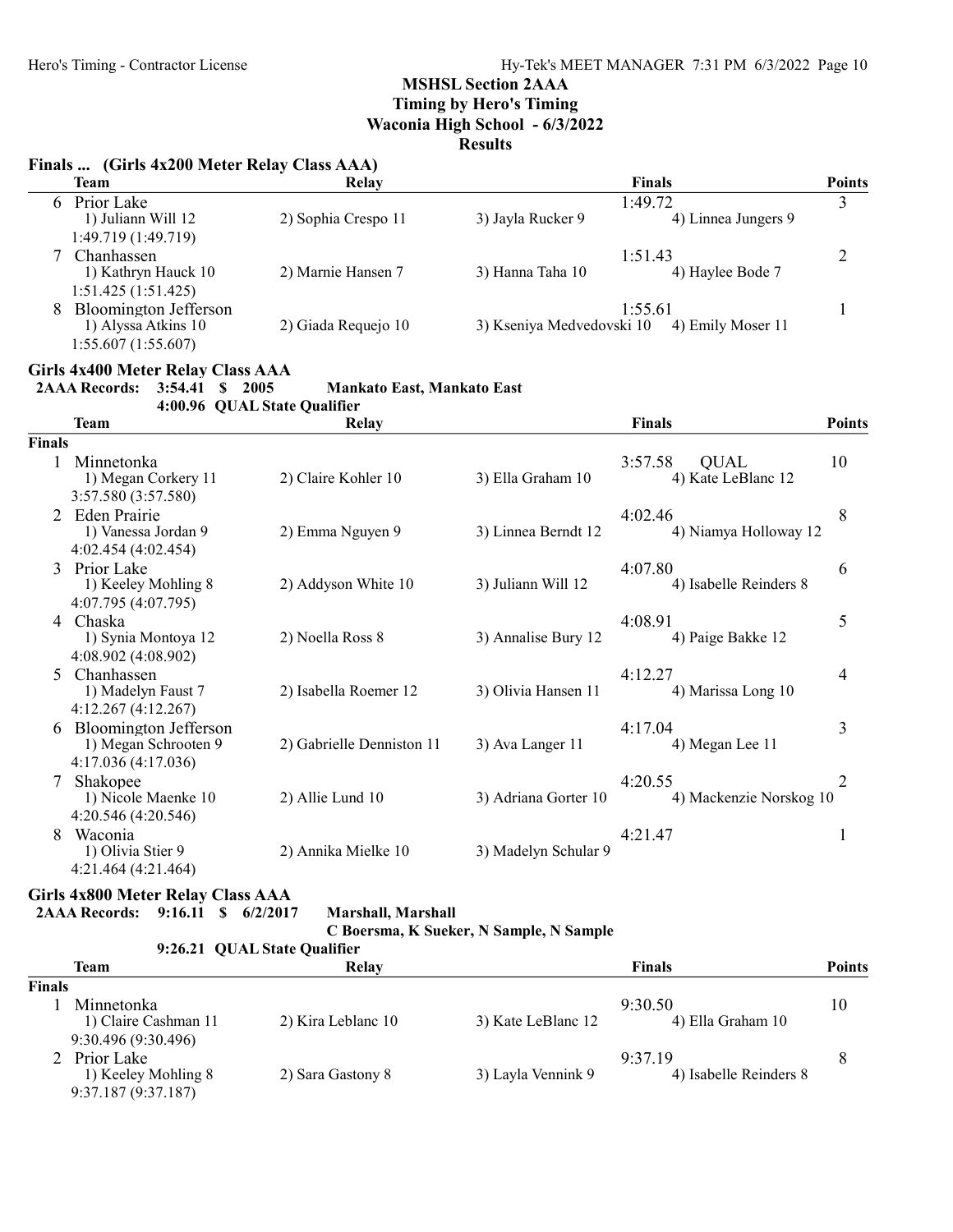## MSHSL Section 2AAA
## Timing by Hero's Timing
## Waconia High School - 6/3/2022
## Results

### Finals ... (Girls 4x200 Meter Relay Class AAA)

| | Team | Relay | | Finals | Points |
|---|---|---|---|---|---|
| 6 | Prior Lake | | | 1:49.72 | 3 |
| | 1) Juliann Will 12 | 2) Sophia Crespo 11 | 3) Jayla Rucker 9 | 4) Linnea Jungers 9 | |
| | 1:49.719 (1:49.719) | | | | |
| 7 | Chanhassen | | | 1:51.43 | 2 |
| | 1) Kathryn Hauck 10 | 2) Marnie Hansen 7 | 3) Hanna Taha 10 | 4) Haylee Bode 7 | |
| | 1:51.425 (1:51.425) | | | | |
| 8 | Bloomington Jefferson | | | 1:55.61 | 1 |
| | 1) Alyssa Atkins 10 | 2) Giada Requejo 10 | 3) Kseniya Medvedovski 10 | 4) Emily Moser 11 | |
| | 1:55.607 (1:55.607) | | | | |

### Girls 4x400 Meter Relay Class AAA

**2AAA Records: 3:54.41 $ 2005 Mankato East, Mankato East**

4:00.96 QUAL State Qualifier

| | Team | Relay | | Finals | Points |
|---|---|---|---|---|---|
| **Finals** | | | | | |
| 1 | Minnetonka | | | 3:57.58 QUAL | 10 |
| | 1) Megan Corkery 11 | 2) Claire Kohler 10 | 3) Ella Graham 10 | 4) Kate LeBlanc 12 | |
| | 3:57.580 (3:57.580) | | | | |
| 2 | Eden Prairie | | | 4:02.46 | 8 |
| | 1) Vanessa Jordan 9 | 2) Emma Nguyen 9 | 3) Linnea Berndt 12 | 4) Niamya Holloway 12 | |
| | 4:02.454 (4:02.454) | | | | |
| 3 | Prior Lake | | | 4:07.80 | 6 |
| | 1) Keeley Mohling 8 | 2) Addyson White 10 | 3) Juliann Will 12 | 4) Isabelle Reinders 8 | |
| | 4:07.795 (4:07.795) | | | | |
| 4 | Chaska | | | 4:08.91 | 5 |
| | 1) Synia Montoya 12 | 2) Noella Ross 8 | 3) Annalise Bury 12 | 4) Paige Bakke 12 | |
| | 4:08.902 (4:08.902) | | | | |
| 5 | Chanhassen | | | 4:12.27 | 4 |
| | 1) Madelyn Faust 7 | 2) Isabella Roemer 12 | 3) Olivia Hansen 11 | 4) Marissa Long 10 | |
| | 4:12.267 (4:12.267) | | | | |
| 6 | Bloomington Jefferson | | | 4:17.04 | 3 |
| | 1) Megan Schrooten 9 | 2) Gabrielle Denniston 11 | 3) Ava Langer 11 | 4) Megan Lee 11 | |
| | 4:17.036 (4:17.036) | | | | |
| 7 | Shakopee | | | 4:20.55 | 2 |
| | 1) Nicole Maenke 10 | 2) Allie Lund 10 | 3) Adriana Gorter 10 | 4) Mackenzie Norskog 10 | |
| | 4:20.546 (4:20.546) | | | | |
| 8 | Waconia | | | 4:21.47 | 1 |
| | 1) Olivia Stier 9 | 2) Annika Mielke 10 | 3) Madelyn Schular 9 | | |
| | 4:21.464 (4:21.464) | | | | |

### Girls 4x800 Meter Relay Class AAA

**2AAA Records: 9:16.11 $ 6/2/2017 Marshall, Marshall**

**C Boersma, K Sueker, N Sample, N Sample**

9:26.21 QUAL State Qualifier

| | Team | Relay | | Finals | Points |
|---|---|---|---|---|---|
| **Finals** | | | | | |
| 1 | Minnetonka | | | 9:30.50 | 10 |
| | 1) Claire Cashman 11 | 2) Kira Leblanc 10 | 3) Kate LeBlanc 12 | 4) Ella Graham 10 | |
| | 9:30.496 (9:30.496) | | | | |
| 2 | Prior Lake | | | 9:37.19 | 8 |
| | 1) Keeley Mohling 8 | 2) Sara Gastony 8 | 3) Layla Vennink 9 | 4) Isabelle Reinders 8 | |
| | 9:37.187 (9:37.187) | | | | |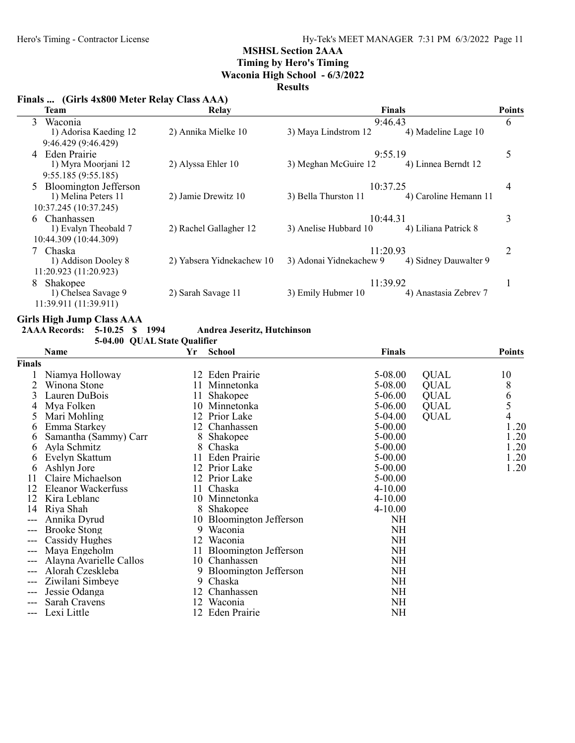**MSHSL Section 2AAA**
**Timing by Hero's Timing**
**Waconia High School - 6/3/2022**
**Results**

### Finals ... (Girls 4x800 Meter Relay Class AAA)

| Place | Team | Relay | Finals | Points |
|---|---|---|---|---|
| 3 | Waconia | | 9:46.43 | 6 |
| | 1) Adorisa Kaeding 12 | 2) Annika Mielke 10 | 3) Maya Lindstrom 12 | 4) Madeline Lage 10 |
| | 9:46.429 (9:46.429) | | | |
| 4 | Eden Prairie | | 9:55.19 | 5 |
| | 1) Myra Moorjani 12 | 2) Alyssa Ehler 10 | 3) Meghan McGuire 12 | 4) Linnea Berndt 12 |
| | 9:55.185 (9:55.185) | | | |
| 5 | Bloomington Jefferson | | 10:37.25 | 4 |
| | 1) Melina Peters 11 | 2) Jamie Drewitz 10 | 3) Bella Thurston 11 | 4) Caroline Hemann 11 |
| | 10:37.245 (10:37.245) | | | |
| 6 | Chanhassen | | 10:44.31 | 3 |
| | 1) Evalyn Theobald 7 | 2) Rachel Gallagher 12 | 3) Anelise Hubbard 10 | 4) Liliana Patrick 8 |
| | 10:44.309 (10:44.309) | | | |
| 7 | Chaska | | 11:20.93 | 2 |
| | 1) Addison Dooley 8 | 2) Yabsera Yidnekachew 10 | 3) Adonai Yidnekachew 9 | 4) Sidney Dauwalter 9 |
| | 11:20.923 (11:20.923) | | | |
| 8 | Shakopee | | 11:39.92 | 1 |
| | 1) Chelsea Savage 9 | 2) Sarah Savage 11 | 3) Emily Hubmer 10 | 4) Anastasia Zebrev 7 |
| | 11:39.911 (11:39.911) | | | |

### Girls High Jump Class AAA

**2AAA Records: 5-10.25 $ 1994 Andrea Jeseritz, Hutchinson**
**5-04.00 QUAL State Qualifier**

**Finals**

| Place | Name | Yr | School | Finals | | Points |
|---|---|---|---|---|---|---|
| 1 | Niamya Holloway | 12 | Eden Prairie | 5-08.00 | QUAL | 10 |
| 2 | Winona Stone | 11 | Minnetonka | 5-08.00 | QUAL | 8 |
| 3 | Lauren DuBois | 11 | Shakopee | 5-06.00 | QUAL | 6 |
| 4 | Mya Folken | 10 | Minnetonka | 5-06.00 | QUAL | 5 |
| 5 | Mari Mohling | 12 | Prior Lake | 5-04.00 | QUAL | 4 |
| 6 | Emma Starkey | 12 | Chanhassen | 5-00.00 | | 1.20 |
| 6 | Samantha (Sammy) Carr | 8 | Shakopee | 5-00.00 | | 1.20 |
| 6 | Ayla Schmitz | 8 | Chaska | 5-00.00 | | 1.20 |
| 6 | Evelyn Skattum | 11 | Eden Prairie | 5-00.00 | | 1.20 |
| 6 | Ashlyn Jore | 12 | Prior Lake | 5-00.00 | | 1.20 |
| 11 | Claire Michaelson | 12 | Prior Lake | 5-00.00 | | |
| 12 | Eleanor Wackerfuss | 11 | Chaska | 4-10.00 | | |
| 12 | Kira Leblanc | 10 | Minnetonka | 4-10.00 | | |
| 14 | Riya Shah | 8 | Shakopee | 4-10.00 | | |
| --- | Annika Dyrud | 10 | Bloomington Jefferson | NH | | |
| --- | Brooke Stong | 9 | Waconia | NH | | |
| --- | Cassidy Hughes | 12 | Waconia | NH | | |
| --- | Maya Engeholm | 11 | Bloomington Jefferson | NH | | |
| --- | Alayna Avarielle Callos | 10 | Chanhassen | NH | | |
| --- | Alorah Czeskleba | 9 | Bloomington Jefferson | NH | | |
| --- | Ziwilani Simbeye | 9 | Chaska | NH | | |
| --- | Jessie Odanga | 12 | Chanhassen | NH | | |
| --- | Sarah Cravens | 12 | Waconia | NH | | |
| --- | Lexi Little | 12 | Eden Prairie | NH | | |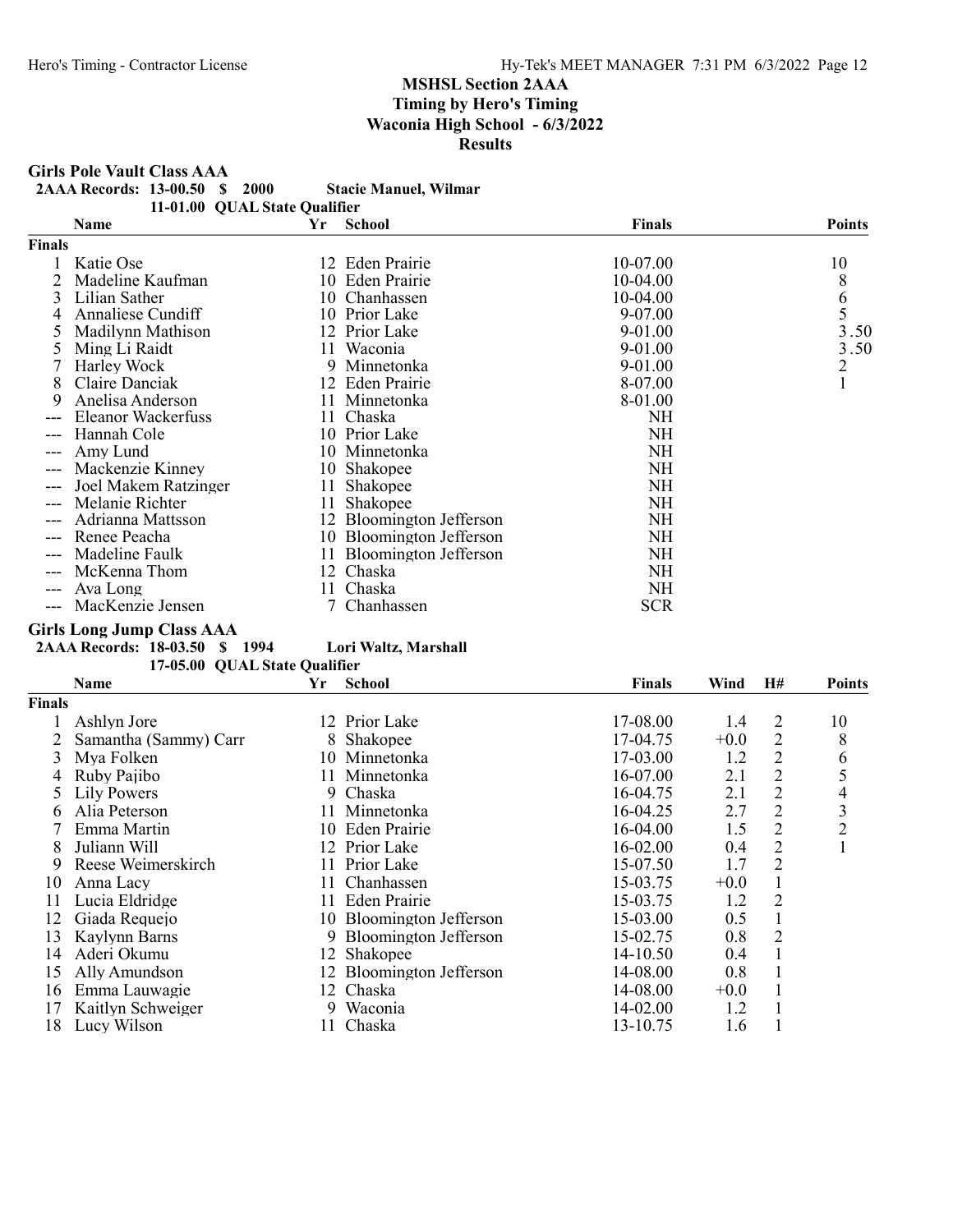## MSHSL Section 2AAA
## Timing by Hero's Timing
## Waconia High School - 6/3/2022
## Results

### Girls Pole Vault Class AAA

**2AAA Records: 13-00.50 $ 2000 Stacie Manuel, Wilmar**

**11-01.00 QUAL State Qualifier**

| | Name | Yr | School | Finals | Points |
|---|---|---|---|---|---|
| **Finals** | | | | | |
| 1 | Katie Ose | 12 | Eden Prairie | 10-07.00 | 10 |
| 2 | Madeline Kaufman | 10 | Eden Prairie | 10-04.00 | 8 |
| 3 | Lilian Sather | 10 | Chanhassen | 10-04.00 | 6 |
| 4 | Annaliese Cundiff | 10 | Prior Lake | 9-07.00 | 5 |
| 5 | Madilynn Mathison | 12 | Prior Lake | 9-01.00 | 3.50 |
| 5 | Ming Li Raidt | 11 | Waconia | 9-01.00 | 3.50 |
| 7 | Harley Wock | 9 | Minnetonka | 9-01.00 | 2 |
| 8 | Claire Danciak | 12 | Eden Prairie | 8-07.00 | 1 |
| 9 | Anelisa Anderson | 11 | Minnetonka | 8-01.00 | |
| --- | Eleanor Wackerfuss | 11 | Chaska | NH | |
| --- | Hannah Cole | 10 | Prior Lake | NH | |
| --- | Amy Lund | 10 | Minnetonka | NH | |
| --- | Mackenzie Kinney | 10 | Shakopee | NH | |
| --- | Joel Makem Ratzinger | 11 | Shakopee | NH | |
| --- | Melanie Richter | 11 | Shakopee | NH | |
| --- | Adrianna Mattsson | 12 | Bloomington Jefferson | NH | |
| --- | Renee Peacha | 10 | Bloomington Jefferson | NH | |
| --- | Madeline Faulk | 11 | Bloomington Jefferson | NH | |
| --- | McKenna Thom | 12 | Chaska | NH | |
| --- | Ava Long | 11 | Chaska | NH | |
| --- | MacKenzie Jensen | 7 | Chanhassen | SCR | |

### Girls Long Jump Class AAA

**2AAA Records: 18-03.50 $ 1994 Lori Waltz, Marshall**

**17-05.00 QUAL State Qualifier**

| | Name | Yr | School | Finals | Wind | H# | Points |
|---|---|---|---|---|---|---|---|
| **Finals** | | | | | | | |
| 1 | Ashlyn Jore | 12 | Prior Lake | 17-08.00 | 1.4 | 2 | 10 |
| 2 | Samantha (Sammy) Carr | 8 | Shakopee | 17-04.75 | +0.0 | 2 | 8 |
| 3 | Mya Folken | 10 | Minnetonka | 17-03.00 | 1.2 | 2 | 6 |
| 4 | Ruby Pajibo | 11 | Minnetonka | 16-07.00 | 2.1 | 2 | 5 |
| 5 | Lily Powers | 9 | Chaska | 16-04.75 | 2.1 | 2 | 4 |
| 6 | Alia Peterson | 11 | Minnetonka | 16-04.25 | 2.7 | 2 | 3 |
| 7 | Emma Martin | 10 | Eden Prairie | 16-04.00 | 1.5 | 2 | 2 |
| 8 | Juliann Will | 12 | Prior Lake | 16-02.00 | 0.4 | 2 | 1 |
| 9 | Reese Weimerskirch | 11 | Prior Lake | 15-07.50 | 1.7 | 2 | |
| 10 | Anna Lacy | 11 | Chanhassen | 15-03.75 | +0.0 | 1 | |
| 11 | Lucia Eldridge | 11 | Eden Prairie | 15-03.75 | 1.2 | 2 | |
| 12 | Giada Requejo | 10 | Bloomington Jefferson | 15-03.00 | 0.5 | 1 | |
| 13 | Kaylynn Barns | 9 | Bloomington Jefferson | 15-02.75 | 0.8 | 2 | |
| 14 | Aderi Okumu | 12 | Shakopee | 14-10.50 | 0.4 | 1 | |
| 15 | Ally Amundson | 12 | Bloomington Jefferson | 14-08.00 | 0.8 | 1 | |
| 16 | Emma Lauwagie | 12 | Chaska | 14-08.00 | +0.0 | 1 | |
| 17 | Kaitlyn Schweiger | 9 | Waconia | 14-02.00 | 1.2 | 1 | |
| 18 | Lucy Wilson | 11 | Chaska | 13-10.75 | 1.6 | 1 | |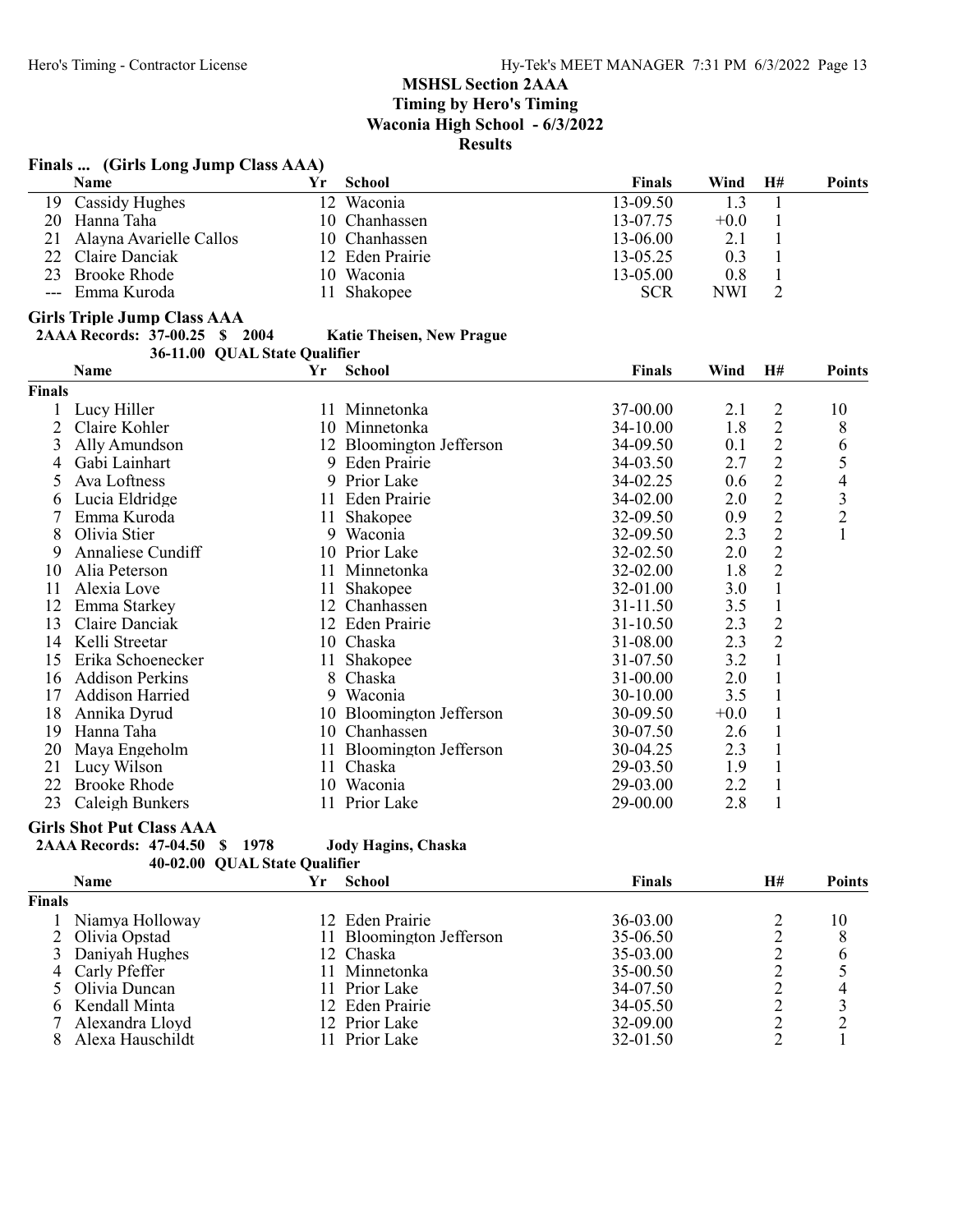# MSHSL Section 2AAA
## Timing by Hero's Timing
## Waconia High School - 6/3/2022
## Results

### Finals ... (Girls Long Jump Class AAA)

| | Name | Yr | School | Finals | Wind | H# | Points |
|---|---|---|---|---|---|---|---|
| 19 | Cassidy Hughes | 12 | Waconia | 13-09.50 | 1.3 | 1 | |
| 20 | Hanna Taha | 10 | Chanhassen | 13-07.75 | +0.0 | 1 | |
| 21 | Alayna Avarielle Callos | 10 | Chanhassen | 13-06.00 | 2.1 | 1 | |
| 22 | Claire Danciak | 12 | Eden Prairie | 13-05.25 | 0.3 | 1 | |
| 23 | Brooke Rhode | 10 | Waconia | 13-05.00 | 0.8 | 1 | |
| --- | Emma Kuroda | 11 | Shakopee | SCR | NWI | 2 | |

### Girls Triple Jump Class AAA

**2AAA Records: 37-00.25 $ 2004 Katie Theisen, New Prague**
**36-11.00 QUAL State Qualifier**

| | Name | Yr | School | Finals | Wind | H# | Points |
|---|---|---|---|---|---|---|---|
| **Finals** | | | | | | | |
| 1 | Lucy Hiller | 11 | Minnetonka | 37-00.00 | 2.1 | 2 | 10 |
| 2 | Claire Kohler | 10 | Minnetonka | 34-10.00 | 1.8 | 2 | 8 |
| 3 | Ally Amundson | 12 | Bloomington Jefferson | 34-09.50 | 0.1 | 2 | 6 |
| 4 | Gabi Lainhart | 9 | Eden Prairie | 34-03.50 | 2.7 | 2 | 5 |
| 5 | Ava Loftness | 9 | Prior Lake | 34-02.25 | 0.6 | 2 | 4 |
| 6 | Lucia Eldridge | 11 | Eden Prairie | 34-02.00 | 2.0 | 2 | 3 |
| 7 | Emma Kuroda | 11 | Shakopee | 32-09.50 | 0.9 | 2 | 2 |
| 8 | Olivia Stier | 9 | Waconia | 32-09.50 | 2.3 | 2 | 1 |
| 9 | Annaliese Cundiff | 10 | Prior Lake | 32-02.50 | 2.0 | 2 | |
| 10 | Alia Peterson | 11 | Minnetonka | 32-02.00 | 1.8 | 2 | |
| 11 | Alexia Love | 11 | Shakopee | 32-01.00 | 3.0 | 1 | |
| 12 | Emma Starkey | 12 | Chanhassen | 31-11.50 | 3.5 | 1 | |
| 13 | Claire Danciak | 12 | Eden Prairie | 31-10.50 | 2.3 | 2 | |
| 14 | Kelli Streetar | 10 | Chaska | 31-08.00 | 2.3 | 2 | |
| 15 | Erika Schoenecker | 11 | Shakopee | 31-07.50 | 3.2 | 1 | |
| 16 | Addison Perkins | 8 | Chaska | 31-00.00 | 2.0 | 1 | |
| 17 | Addison Harried | 9 | Waconia | 30-10.00 | 3.5 | 1 | |
| 18 | Annika Dyrud | 10 | Bloomington Jefferson | 30-09.50 | +0.0 | 1 | |
| 19 | Hanna Taha | 10 | Chanhassen | 30-07.50 | 2.6 | 1 | |
| 20 | Maya Engeholm | 11 | Bloomington Jefferson | 30-04.25 | 2.3 | 1 | |
| 21 | Lucy Wilson | 11 | Chaska | 29-03.50 | 1.9 | 1 | |
| 22 | Brooke Rhode | 10 | Waconia | 29-03.00 | 2.2 | 1 | |
| 23 | Caleigh Bunkers | 11 | Prior Lake | 29-00.00 | 2.8 | 1 | |

### Girls Shot Put Class AAA

**2AAA Records: 47-04.50 $ 1978 Jody Hagins, Chaska**
**40-02.00 QUAL State Qualifier**

| | Name | Yr | School | Finals | H# | Points |
|---|---|---|---|---|---|---|
| **Finals** | | | | | | |
| 1 | Niamya Holloway | 12 | Eden Prairie | 36-03.00 | 2 | 10 |
| 2 | Olivia Opstad | 11 | Bloomington Jefferson | 35-06.50 | 2 | 8 |
| 3 | Daniyah Hughes | 12 | Chaska | 35-03.00 | 2 | 6 |
| 4 | Carly Pfeffer | 11 | Minnetonka | 35-00.50 | 2 | 5 |
| 5 | Olivia Duncan | 11 | Prior Lake | 34-07.50 | 2 | 4 |
| 6 | Kendall Minta | 12 | Eden Prairie | 34-05.50 | 2 | 3 |
| 7 | Alexandra Lloyd | 12 | Prior Lake | 32-09.00 | 2 | 2 |
| 8 | Alexa Hauschildt | 11 | Prior Lake | 32-01.50 | 2 | 1 |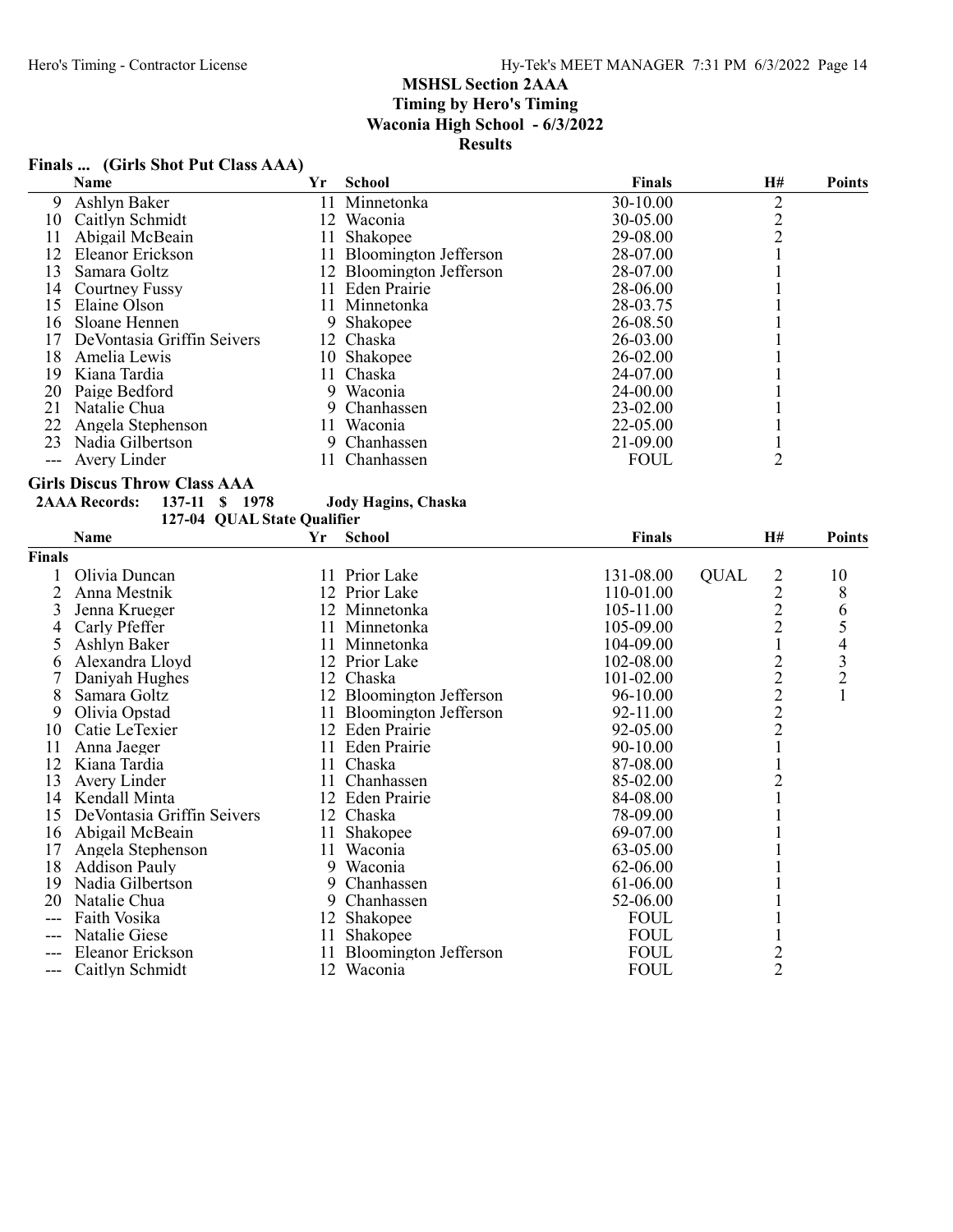MSHSL Section 2AAA
Timing by Hero's Timing
Waconia High School - 6/3/2022
Results

### Finals ... (Girls Shot Put Class AAA)

| | Name | Yr | School | Finals | | H# | Points |
|---|---|---|---|---|---|---|---|
| 9 | Ashlyn Baker | 11 | Minnetonka | 30-10.00 | | 2 | |
| 10 | Caitlyn Schmidt | 12 | Waconia | 30-05.00 | | 2 | |
| 11 | Abigail McBeain | 11 | Shakopee | 29-08.00 | | 2 | |
| 12 | Eleanor Erickson | 11 | Bloomington Jefferson | 28-07.00 | | 1 | |
| 13 | Samara Goltz | 12 | Bloomington Jefferson | 28-07.00 | | 1 | |
| 14 | Courtney Fussy | 11 | Eden Prairie | 28-06.00 | | 1 | |
| 15 | Elaine Olson | 11 | Minnetonka | 28-03.75 | | 1 | |
| 16 | Sloane Hennen | 9 | Shakopee | 26-08.50 | | 1 | |
| 17 | DeVontasia Griffin Seivers | 12 | Chaska | 26-03.00 | | 1 | |
| 18 | Amelia Lewis | 10 | Shakopee | 26-02.00 | | 1 | |
| 19 | Kiana Tardia | 11 | Chaska | 24-07.00 | | 1 | |
| 20 | Paige Bedford | 9 | Waconia | 24-00.00 | | 1 | |
| 21 | Natalie Chua | 9 | Chanhassen | 23-02.00 | | 1 | |
| 22 | Angela Stephenson | 11 | Waconia | 22-05.00 | | 1 | |
| 23 | Nadia Gilbertson | 9 | Chanhassen | 21-09.00 | | 1 | |
| --- | Avery Linder | 11 | Chanhassen | FOUL | | 2 | |

### Girls Discus Throw Class AAA

**2AAA Records:** 137-11 $ 1978 **Jody Hagins, Chaska**
127-04 QUAL State Qualifier

| | Name | Yr | School | Finals | | H# | Points |
|---|---|---|---|---|---|---|---|
| **Finals** | | | | | | | |
| 1 | Olivia Duncan | 11 | Prior Lake | 131-08.00 | QUAL | 2 | 10 |
| 2 | Anna Mestnik | 12 | Prior Lake | 110-01.00 | | 2 | 8 |
| 3 | Jenna Krueger | 12 | Minnetonka | 105-11.00 | | 2 | 6 |
| 4 | Carly Pfeffer | 11 | Minnetonka | 105-09.00 | | 2 | 5 |
| 5 | Ashlyn Baker | 11 | Minnetonka | 104-09.00 | | 1 | 4 |
| 6 | Alexandra Lloyd | 12 | Prior Lake | 102-08.00 | | 2 | 3 |
| 7 | Daniyah Hughes | 12 | Chaska | 101-02.00 | | 2 | 2 |
| 8 | Samara Goltz | 12 | Bloomington Jefferson | 96-10.00 | | 2 | 1 |
| 9 | Olivia Opstad | 11 | Bloomington Jefferson | 92-11.00 | | 2 | |
| 10 | Catie LeTexier | 12 | Eden Prairie | 92-05.00 | | 2 | |
| 11 | Anna Jaeger | 11 | Eden Prairie | 90-10.00 | | 1 | |
| 12 | Kiana Tardia | 11 | Chaska | 87-08.00 | | 1 | |
| 13 | Avery Linder | 11 | Chanhassen | 85-02.00 | | 2 | |
| 14 | Kendall Minta | 12 | Eden Prairie | 84-08.00 | | 1 | |
| 15 | DeVontasia Griffin Seivers | 12 | Chaska | 78-09.00 | | 1 | |
| 16 | Abigail McBeain | 11 | Shakopee | 69-07.00 | | 1 | |
| 17 | Angela Stephenson | 11 | Waconia | 63-05.00 | | 1 | |
| 18 | Addison Pauly | 9 | Waconia | 62-06.00 | | 1 | |
| 19 | Nadia Gilbertson | 9 | Chanhassen | 61-06.00 | | 1 | |
| 20 | Natalie Chua | 9 | Chanhassen | 52-06.00 | | 1 | |
| --- | Faith Vosika | 12 | Shakopee | FOUL | | 1 | |
| --- | Natalie Giese | 11 | Shakopee | FOUL | | 1 | |
| --- | Eleanor Erickson | 11 | Bloomington Jefferson | FOUL | | 2 | |
| --- | Caitlyn Schmidt | 12 | Waconia | FOUL | | 2 | |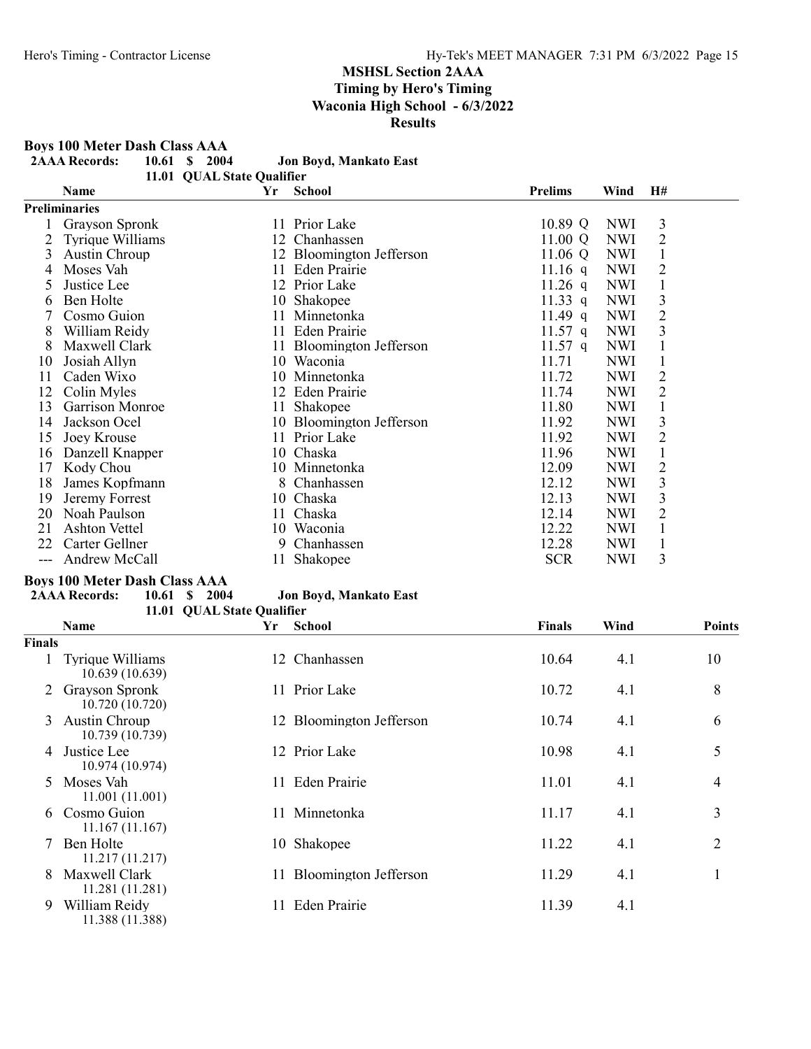## MSHSL Section 2AAA
### Timing by Hero's Timing
### Waconia High School - 6/3/2022
### Results

**Boys 100 Meter Dash Class AAA**

**2AAA Records: 10.61 $ 2004 Jon Boyd, Mankato East**

**11.01 QUAL State Qualifier**

| | Name | Yr | School | Prelims | Wind | H# |
|---|---|---|---|---|---|---|
| **Preliminaries** | | | | | | |
| 1 | Grayson Spronk | 11 | Prior Lake | 10.89 Q | NWI | 3 |
| 2 | Tyrique Williams | 12 | Chanhassen | 11.00 Q | NWI | 2 |
| 3 | Austin Chroup | 12 | Bloomington Jefferson | 11.06 Q | NWI | 1 |
| 4 | Moses Vah | 11 | Eden Prairie | 11.16 q | NWI | 2 |
| 5 | Justice Lee | 12 | Prior Lake | 11.26 q | NWI | 1 |
| 6 | Ben Holte | 10 | Shakopee | 11.33 q | NWI | 3 |
| 7 | Cosmo Guion | 11 | Minnetonka | 11.49 q | NWI | 2 |
| 8 | William Reidy | 11 | Eden Prairie | 11.57 q | NWI | 3 |
| 8 | Maxwell Clark | 11 | Bloomington Jefferson | 11.57 q | NWI | 1 |
| 10 | Josiah Allyn | 10 | Waconia | 11.71 | NWI | 1 |
| 11 | Caden Wixo | 10 | Minnetonka | 11.72 | NWI | 2 |
| 12 | Colin Myles | 12 | Eden Prairie | 11.74 | NWI | 2 |
| 13 | Garrison Monroe | 11 | Shakopee | 11.80 | NWI | 1 |
| 14 | Jackson Ocel | 10 | Bloomington Jefferson | 11.92 | NWI | 3 |
| 15 | Joey Krouse | 11 | Prior Lake | 11.92 | NWI | 2 |
| 16 | Danzell Knapper | 10 | Chaska | 11.96 | NWI | 1 |
| 17 | Kody Chou | 10 | Minnetonka | 12.09 | NWI | 2 |
| 18 | James Kopfmann | 8 | Chanhassen | 12.12 | NWI | 3 |
| 19 | Jeremy Forrest | 10 | Chaska | 12.13 | NWI | 3 |
| 20 | Noah Paulson | 11 | Chaska | 12.14 | NWI | 2 |
| 21 | Ashton Vettel | 10 | Waconia | 12.22 | NWI | 1 |
| 22 | Carter Gellner | 9 | Chanhassen | 12.28 | NWI | 1 |
| --- | Andrew McCall | 11 | Shakopee | SCR | NWI | 3 |

**Boys 100 Meter Dash Class AAA**

**2AAA Records: 10.61 $ 2004 Jon Boyd, Mankato East**

**11.01 QUAL State Qualifier**

| | Name | Yr | School | Finals | Wind | Points |
|---|---|---|---|---|---|---|
| **Finals** | | | | | | |
| 1 | Tyrique Williams<br>10.639 (10.639) | 12 | Chanhassen | 10.64 | 4.1 | 10 |
| 2 | Grayson Spronk<br>10.720 (10.720) | 11 | Prior Lake | 10.72 | 4.1 | 8 |
| 3 | Austin Chroup<br>10.739 (10.739) | 12 | Bloomington Jefferson | 10.74 | 4.1 | 6 |
| 4 | Justice Lee<br>10.974 (10.974) | 12 | Prior Lake | 10.98 | 4.1 | 5 |
| 5 | Moses Vah<br>11.001 (11.001) | 11 | Eden Prairie | 11.01 | 4.1 | 4 |
| 6 | Cosmo Guion<br>11.167 (11.167) | 11 | Minnetonka | 11.17 | 4.1 | 3 |
| 7 | Ben Holte<br>11.217 (11.217) | 10 | Shakopee | 11.22 | 4.1 | 2 |
| 8 | Maxwell Clark<br>11.281 (11.281) | 11 | Bloomington Jefferson | 11.29 | 4.1 | 1 |
| 9 | William Reidy<br>11.388 (11.388) | 11 | Eden Prairie | 11.39 | 4.1 | |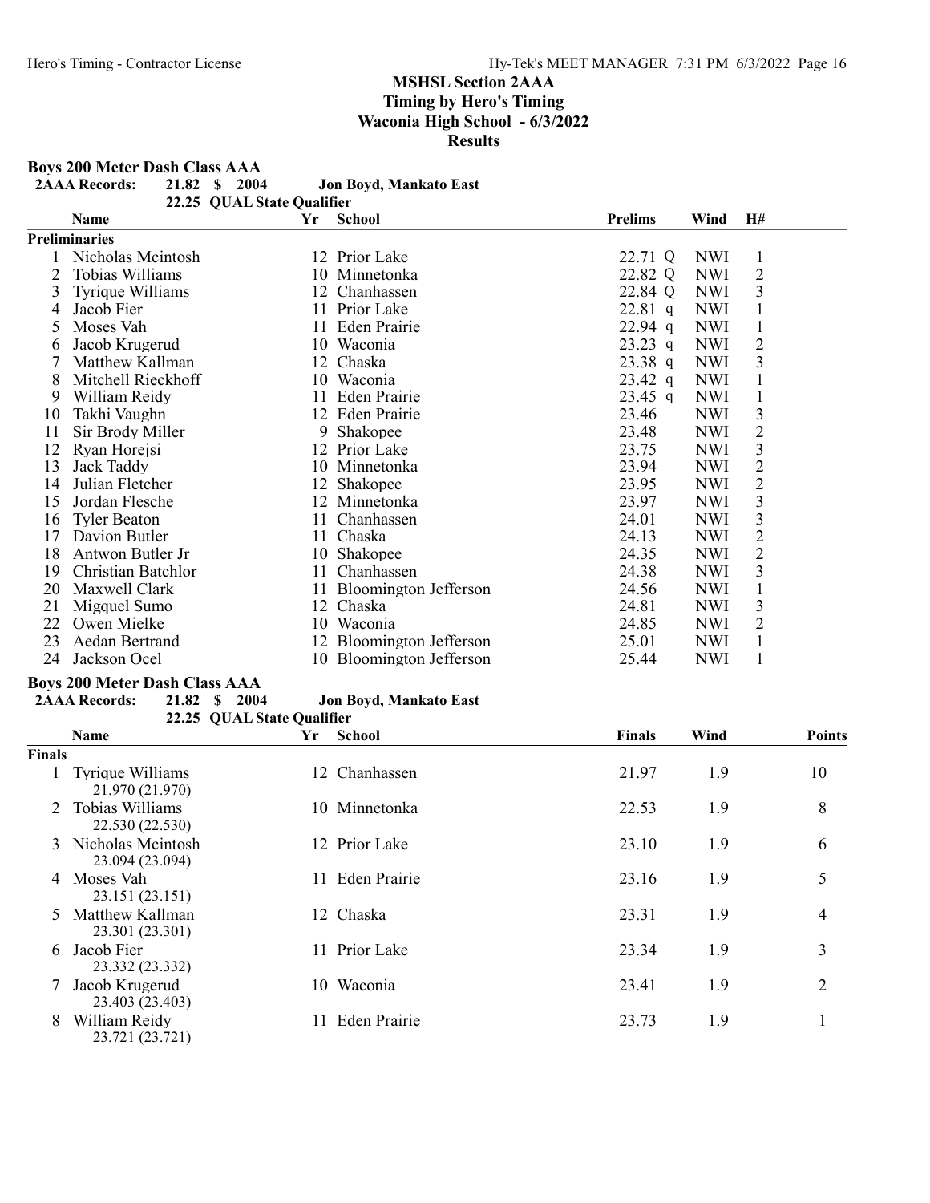## MSHSL Section 2AAA
### Timing by Hero's Timing
### Waconia High School - 6/3/2022
### Results

**Boys 200 Meter Dash Class AAA**

**2AAA Records: 21.82 $ 2004 Jon Boyd, Mankato East**

22.25 QUAL State Qualifier

**Preliminaries**

| | Name | Yr | School | Prelims | Wind | H# |
|---|---|---|---|---|---|---|
| 1 | Nicholas Mcintosh | 12 | Prior Lake | 22.71 Q | NWI | 1 |
| 2 | Tobias Williams | 10 | Minnetonka | 22.82 Q | NWI | 2 |
| 3 | Tyrique Williams | 12 | Chanhassen | 22.84 Q | NWI | 3 |
| 4 | Jacob Fier | 11 | Prior Lake | 22.81 q | NWI | 1 |
| 5 | Moses Vah | 11 | Eden Prairie | 22.94 q | NWI | 1 |
| 6 | Jacob Krugerud | 10 | Waconia | 23.23 q | NWI | 2 |
| 7 | Matthew Kallman | 12 | Chaska | 23.38 q | NWI | 3 |
| 8 | Mitchell Rieckhoff | 10 | Waconia | 23.42 q | NWI | 1 |
| 9 | William Reidy | 11 | Eden Prairie | 23.45 q | NWI | 1 |
| 10 | Takhi Vaughn | 12 | Eden Prairie | 23.46 | NWI | 3 |
| 11 | Sir Brody Miller | 9 | Shakopee | 23.48 | NWI | 2 |
| 12 | Ryan Horejsi | 12 | Prior Lake | 23.75 | NWI | 3 |
| 13 | Jack Taddy | 10 | Minnetonka | 23.94 | NWI | 2 |
| 14 | Julian Fletcher | 12 | Shakopee | 23.95 | NWI | 2 |
| 15 | Jordan Flesche | 12 | Minnetonka | 23.97 | NWI | 3 |
| 16 | Tyler Beaton | 11 | Chanhassen | 24.01 | NWI | 3 |
| 17 | Davion Butler | 11 | Chaska | 24.13 | NWI | 2 |
| 18 | Antwon Butler Jr | 10 | Shakopee | 24.35 | NWI | 2 |
| 19 | Christian Batchlor | 11 | Chanhassen | 24.38 | NWI | 3 |
| 20 | Maxwell Clark | 11 | Bloomington Jefferson | 24.56 | NWI | 1 |
| 21 | Migquel Sumo | 12 | Chaska | 24.81 | NWI | 3 |
| 22 | Owen Mielke | 10 | Waconia | 24.85 | NWI | 2 |
| 23 | Aedan Bertrand | 12 | Bloomington Jefferson | 25.01 | NWI | 1 |
| 24 | Jackson Ocel | 10 | Bloomington Jefferson | 25.44 | NWI | 1 |

**Boys 200 Meter Dash Class AAA**

**2AAA Records: 21.82 $ 2004 Jon Boyd, Mankato East**

22.25 QUAL State Qualifier

**Finals**

| | Name | Yr | School | Finals | Wind | Points |
|---|---|---|---|---|---|---|
| 1 | Tyrique Williams<br>21.970 (21.970) | 12 | Chanhassen | 21.97 | 1.9 | 10 |
| 2 | Tobias Williams<br>22.530 (22.530) | 10 | Minnetonka | 22.53 | 1.9 | 8 |
| 3 | Nicholas Mcintosh<br>23.094 (23.094) | 12 | Prior Lake | 23.10 | 1.9 | 6 |
| 4 | Moses Vah<br>23.151 (23.151) | 11 | Eden Prairie | 23.16 | 1.9 | 5 |
| 5 | Matthew Kallman<br>23.301 (23.301) | 12 | Chaska | 23.31 | 1.9 | 4 |
| 6 | Jacob Fier<br>23.332 (23.332) | 11 | Prior Lake | 23.34 | 1.9 | 3 |
| 7 | Jacob Krugerud<br>23.403 (23.403) | 10 | Waconia | 23.41 | 1.9 | 2 |
| 8 | William Reidy<br>23.721 (23.721) | 11 | Eden Prairie | 23.73 | 1.9 | 1 |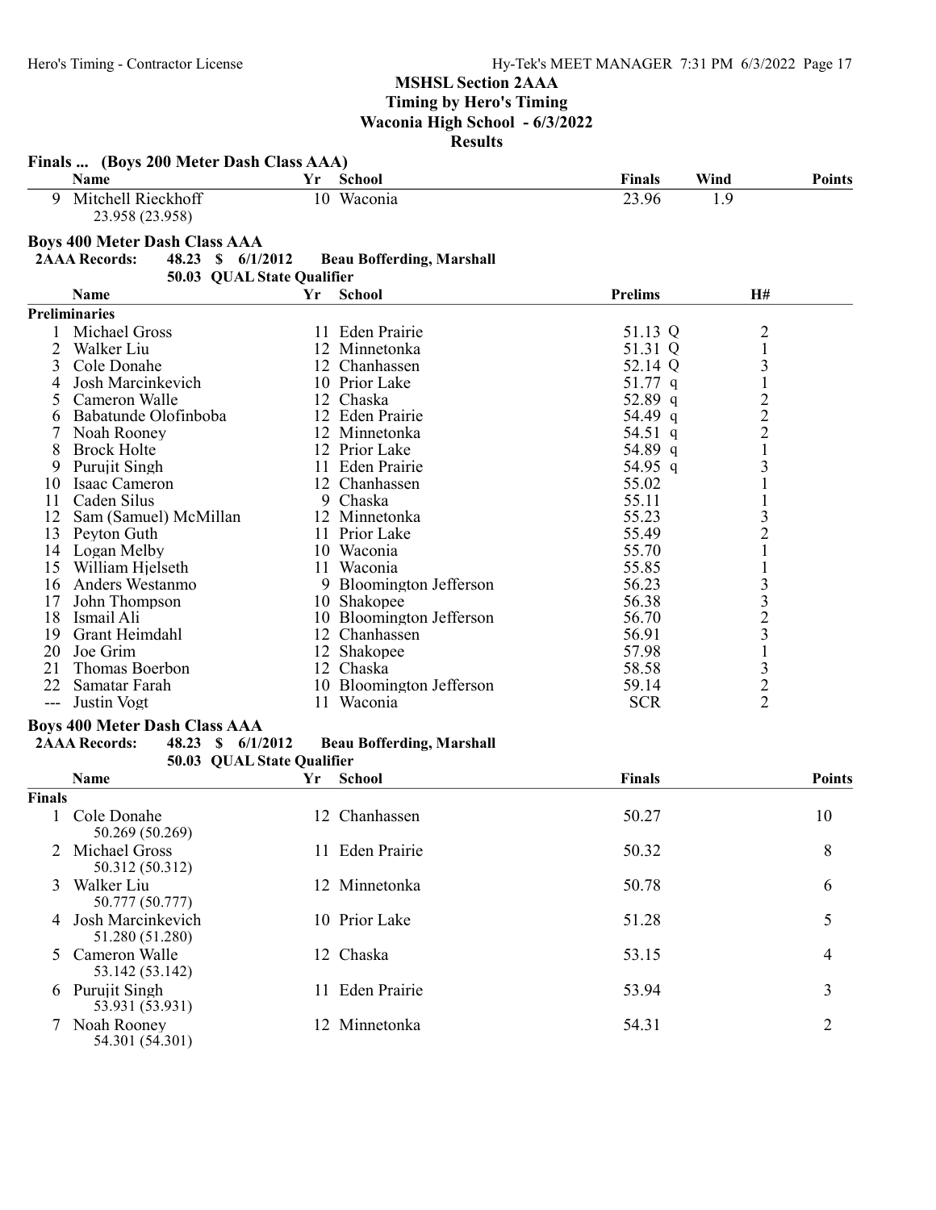## MSHSL Section 2AAA
## Timing by Hero's Timing
## Waconia High School - 6/3/2022
## Results

### Finals ... (Boys 200 Meter Dash Class AAA)

| | Name | Yr | School | Finals | Wind | Points |
|---|---|---|---|---|---|---|
| 9 | Mitchell Rieckhoff<br>23.958 (23.958) | 10 | Waconia | 23.96 | 1.9 | |

### Boys 400 Meter Dash Class AAA

**2AAA Records:** 48.23 $ 6/1/2012 **Beau Bofferding, Marshall**
50.03 QUAL State Qualifier

| | Name | Yr | School | Prelims | | H# |
|---|---|---|---|---|---|---|
| **Preliminaries** | | | | | | |
| 1 | Michael Gross | 11 | Eden Prairie | 51.13 | Q | 2 |
| 2 | Walker Liu | 12 | Minnetonka | 51.31 | Q | 1 |
| 3 | Cole Donahe | 12 | Chanhassen | 52.14 | Q | 3 |
| 4 | Josh Marcinkevich | 10 | Prior Lake | 51.77 | q | 1 |
| 5 | Cameron Walle | 12 | Chaska | 52.89 | q | 2 |
| 6 | Babatunde Olofinboba | 12 | Eden Prairie | 54.49 | q | 2 |
| 7 | Noah Rooney | 12 | Minnetonka | 54.51 | q | 2 |
| 8 | Brock Holte | 12 | Prior Lake | 54.89 | q | 1 |
| 9 | Purujit Singh | 11 | Eden Prairie | 54.95 | q | 3 |
| 10 | Isaac Cameron | 12 | Chanhassen | 55.02 | | 1 |
| 11 | Caden Silus | 9 | Chaska | 55.11 | | 1 |
| 12 | Sam (Samuel) McMillan | 12 | Minnetonka | 55.23 | | 3 |
| 13 | Peyton Guth | 11 | Prior Lake | 55.49 | | 2 |
| 14 | Logan Melby | 10 | Waconia | 55.70 | | 1 |
| 15 | William Hjelseth | 11 | Waconia | 55.85 | | 1 |
| 16 | Anders Westanmo | 9 | Bloomington Jefferson | 56.23 | | 3 |
| 17 | John Thompson | 10 | Shakopee | 56.38 | | 3 |
| 18 | Ismail Ali | 10 | Bloomington Jefferson | 56.70 | | 2 |
| 19 | Grant Heimdahl | 12 | Chanhassen | 56.91 | | 3 |
| 20 | Joe Grim | 12 | Shakopee | 57.98 | | 1 |
| 21 | Thomas Boerbon | 12 | Chaska | 58.58 | | 3 |
| 22 | Samatar Farah | 10 | Bloomington Jefferson | 59.14 | | 2 |
| --- | Justin Vogt | 11 | Waconia | SCR | | 2 |

### Boys 400 Meter Dash Class AAA

**2AAA Records:** 48.23 $ 6/1/2012 **Beau Bofferding, Marshall**
50.03 QUAL State Qualifier

| | Name | Yr | School | Finals | Points |
|---|---|---|---|---|---|
| **Finals** | | | | | |
| 1 | Cole Donahe<br>50.269 (50.269) | 12 | Chanhassen | 50.27 | 10 |
| 2 | Michael Gross<br>50.312 (50.312) | 11 | Eden Prairie | 50.32 | 8 |
| 3 | Walker Liu<br>50.777 (50.777) | 12 | Minnetonka | 50.78 | 6 |
| 4 | Josh Marcinkevich<br>51.280 (51.280) | 10 | Prior Lake | 51.28 | 5 |
| 5 | Cameron Walle<br>53.142 (53.142) | 12 | Chaska | 53.15 | 4 |
| 6 | Purujit Singh<br>53.931 (53.931) | 11 | Eden Prairie | 53.94 | 3 |
| 7 | Noah Rooney<br>54.301 (54.301) | 12 | Minnetonka | 54.31 | 2 |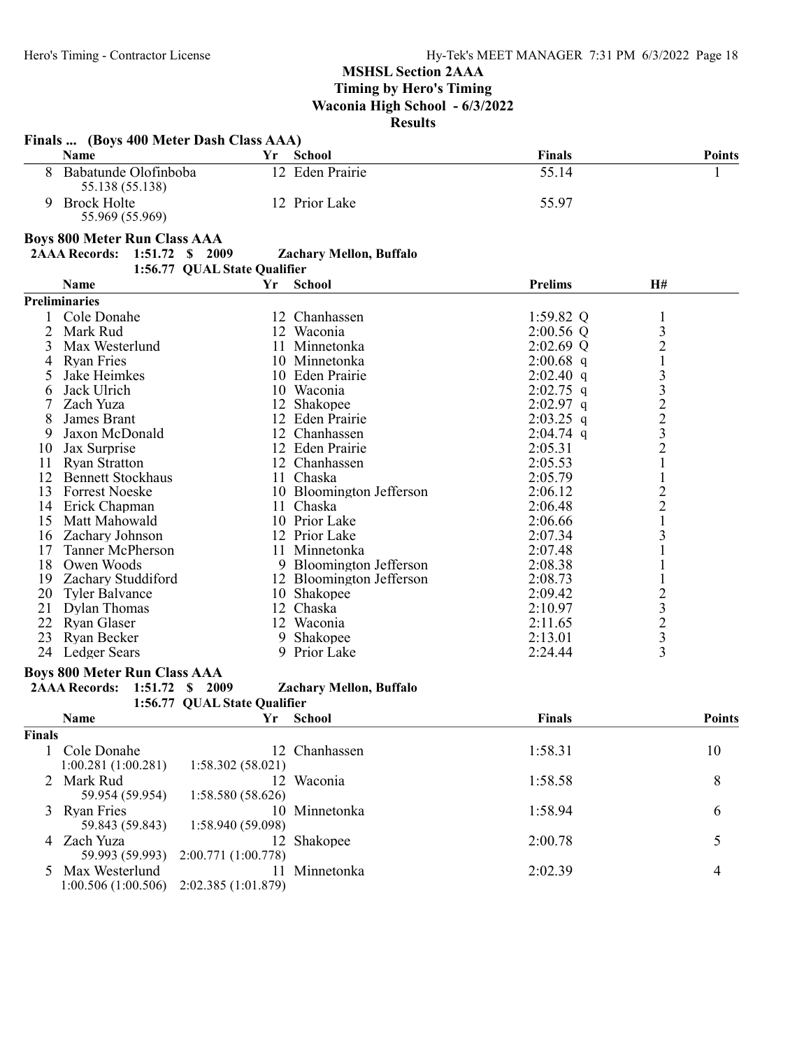## MSHSL Section 2AAA
## Timing by Hero's Timing
## Waconia High School - 6/3/2022
## Results

### Finals ... (Boys 400 Meter Dash Class AAA)

| | Name | Yr | School | Finals | Points |
|---|---|---|---|---|---|
| 8 | Babatunde Olofinboba | 12 | Eden Prairie | 55.14 | 1 |
| | 55.138 (55.138) | | | | |
| 9 | Brock Holte | 12 | Prior Lake | 55.97 | |
| | 55.969 (55.969) | | | | |

### Boys 800 Meter Run Class AAA

**2AAA Records: 1:51.72 $ 2009 Zachary Mellon, Buffalo**

**1:56.77 QUAL State Qualifier**

**Preliminaries**

| | Name | Yr | School | Prelims | H# |
|---|---|---|---|---|---|
| 1 | Cole Donahe | 12 | Chanhassen | 1:59.82 Q | 1 |
| 2 | Mark Rud | 12 | Waconia | 2:00.56 Q | 3 |
| 3 | Max Westerlund | 11 | Minnetonka | 2:02.69 Q | 2 |
| 4 | Ryan Fries | 10 | Minnetonka | 2:00.68 q | 1 |
| 5 | Jake Heimkes | 10 | Eden Prairie | 2:02.40 q | 3 |
| 6 | Jack Ulrich | 10 | Waconia | 2:02.75 q | 3 |
| 7 | Zach Yuza | 12 | Shakopee | 2:02.97 q | 2 |
| 8 | James Brant | 12 | Eden Prairie | 2:03.25 q | 2 |
| 9 | Jaxon McDonald | 12 | Chanhassen | 2:04.74 q | 3 |
| 10 | Jax Surprise | 12 | Eden Prairie | 2:05.31 | 2 |
| 11 | Ryan Stratton | 12 | Chanhassen | 2:05.53 | 1 |
| 12 | Bennett Stockhaus | 11 | Chaska | 2:05.79 | 1 |
| 13 | Forrest Noeske | 10 | Bloomington Jefferson | 2:06.12 | 2 |
| 14 | Erick Chapman | 11 | Chaska | 2:06.48 | 2 |
| 15 | Matt Mahowald | 10 | Prior Lake | 2:06.66 | 1 |
| 16 | Zachary Johnson | 12 | Prior Lake | 2:07.34 | 3 |
| 17 | Tanner McPherson | 11 | Minnetonka | 2:07.48 | 1 |
| 18 | Owen Woods | 9 | Bloomington Jefferson | 2:08.38 | 1 |
| 19 | Zachary Studdiford | 12 | Bloomington Jefferson | 2:08.73 | 1 |
| 20 | Tyler Balvance | 10 | Shakopee | 2:09.42 | 2 |
| 21 | Dylan Thomas | 12 | Chaska | 2:10.97 | 3 |
| 22 | Ryan Glaser | 12 | Waconia | 2:11.65 | 2 |
| 23 | Ryan Becker | 9 | Shakopee | 2:13.01 | 3 |
| 24 | Ledger Sears | 9 | Prior Lake | 2:24.44 | 3 |

### Boys 800 Meter Run Class AAA

**2AAA Records: 1:51.72 $ 2009 Zachary Mellon, Buffalo**

**1:56.77 QUAL State Qualifier**

**Finals**

| | Name | Yr | School | Finals | Points |
|---|---|---|---|---|---|
| 1 | Cole Donahe | 12 | Chanhassen | 1:58.31 | 10 |
| | 1:00.281 (1:00.281) 1:58.302 (58.021) | | | | |
| 2 | Mark Rud | 12 | Waconia | 1:58.58 | 8 |
| | 59.954 (59.954) 1:58.580 (58.626) | | | | |
| 3 | Ryan Fries | 10 | Minnetonka | 1:58.94 | 6 |
| | 59.843 (59.843) 1:58.940 (59.098) | | | | |
| 4 | Zach Yuza | 12 | Shakopee | 2:00.78 | 5 |
| | 59.993 (59.993) 2:00.771 (1:00.778) | | | | |
| 5 | Max Westerlund | 11 | Minnetonka | 2:02.39 | 4 |
| | 1:00.506 (1:00.506) 2:02.385 (1:01.879) | | | | |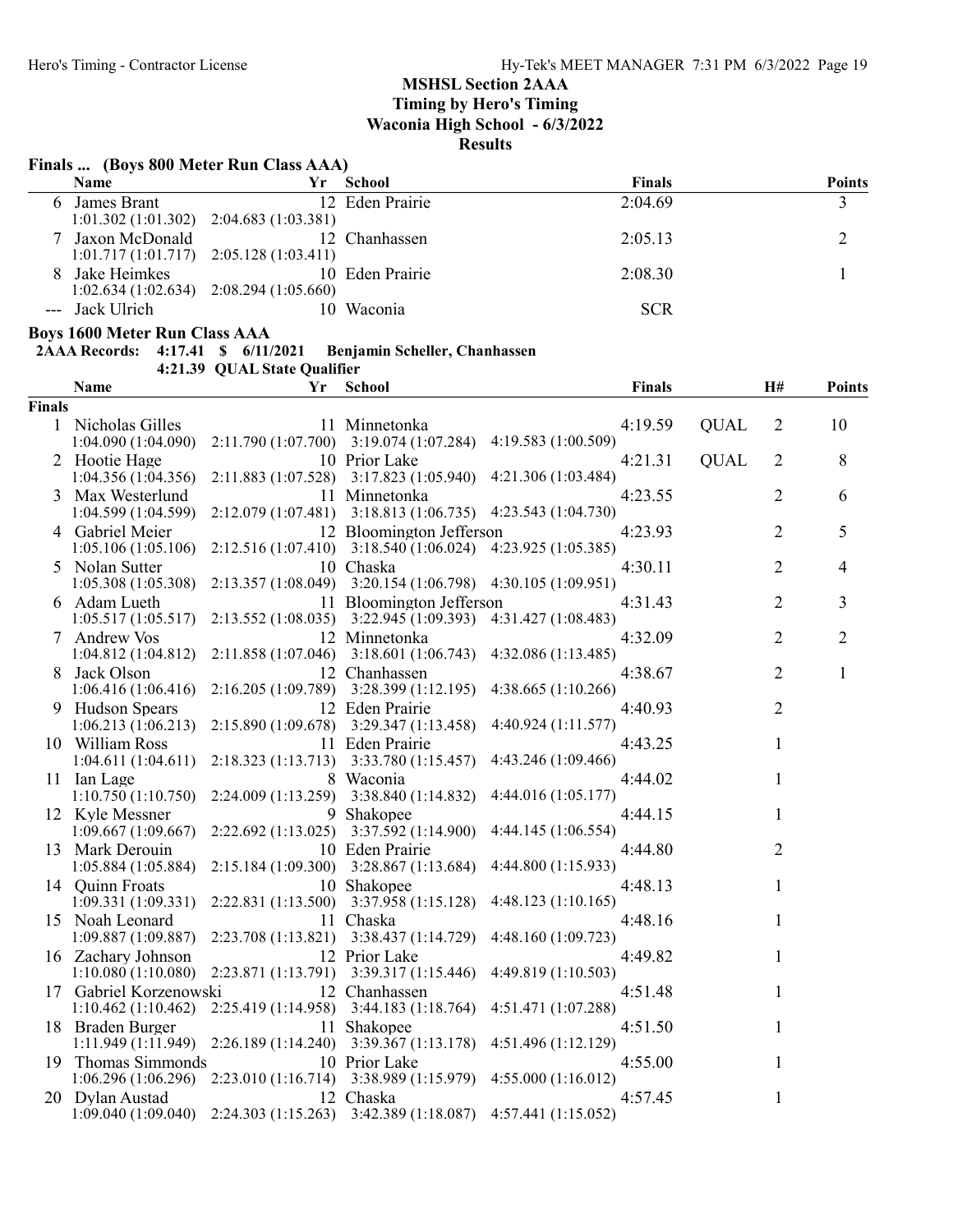## MSHSL Section 2AAA
### Timing by Hero's Timing
### Waconia High School - 6/3/2022
### Results

**Finals ... (Boys 800 Meter Run Class AAA)**

| | Name | Yr | School | Finals | Points |
|---|---|---|---|---|---|
| 6 | James Brant | 12 | Eden Prairie | 2:04.69 | 3 |
| | 1:01.302 (1:01.302) 2:04.683 (1:03.381) | | | | |
| 7 | Jaxon McDonald | 12 | Chanhassen | 2:05.13 | 2 |
| | 1:01.717 (1:01.717) 2:05.128 (1:03.411) | | | | |
| 8 | Jake Heimkes | 10 | Eden Prairie | 2:08.30 | 1 |
| | 1:02.634 (1:02.634) 2:08.294 (1:05.660) | | | | |
| --- | Jack Ulrich | 10 | Waconia | SCR | |

**Boys 1600 Meter Run Class AAA**

**2AAA Records: 4:17.41 $ 6/11/2021 Benjamin Scheller, Chanhassen**

**4:21.39 QUAL State Qualifier**

| | Name | Yr | School | Finals | | H# | Points |
|---|---|---|---|---|---|---|---|
| **Finals** | | | | | | | |
| 1 | Nicholas Gilles | 11 | Minnetonka | 4:19.59 | QUAL | 2 | 10 |
| | 1:04.090 (1:04.090) 2:11.790 (1:07.700) 3:19.074 (1:07.284) 4:19.583 (1:00.509) | | | | | | |
| 2 | Hootie Hage | 10 | Prior Lake | 4:21.31 | QUAL | 2 | 8 |
| | 1:04.356 (1:04.356) 2:11.883 (1:07.528) 3:17.823 (1:05.940) 4:21.306 (1:03.484) | | | | | | |
| 3 | Max Westerlund | 11 | Minnetonka | 4:23.55 | | 2 | 6 |
| | 1:04.599 (1:04.599) 2:12.079 (1:07.481) 3:18.813 (1:06.735) 4:23.543 (1:04.730) | | | | | | |
| 4 | Gabriel Meier | 12 | Bloomington Jefferson | 4:23.93 | | 2 | 5 |
| | 1:05.106 (1:05.106) 2:12.516 (1:07.410) 3:18.540 (1:06.024) 4:23.925 (1:05.385) | | | | | | |
| 5 | Nolan Sutter | 10 | Chaska | 4:30.11 | | 2 | 4 |
| | 1:05.308 (1:05.308) 2:13.357 (1:08.049) 3:20.154 (1:06.798) 4:30.105 (1:09.951) | | | | | | |
| 6 | Adam Lueth | 11 | Bloomington Jefferson | 4:31.43 | | 2 | 3 |
| | 1:05.517 (1:05.517) 2:13.552 (1:08.035) 3:22.945 (1:09.393) 4:31.427 (1:08.483) | | | | | | |
| 7 | Andrew Vos | 12 | Minnetonka | 4:32.09 | | 2 | 2 |
| | 1:04.812 (1:04.812) 2:11.858 (1:07.046) 3:18.601 (1:06.743) 4:32.086 (1:13.485) | | | | | | |
| 8 | Jack Olson | 12 | Chanhassen | 4:38.67 | | 2 | 1 |
| | 1:06.416 (1:06.416) 2:16.205 (1:09.789) 3:28.399 (1:12.195) 4:38.665 (1:10.266) | | | | | | |
| 9 | Hudson Spears | 12 | Eden Prairie | 4:40.93 | | 2 | |
| | 1:06.213 (1:06.213) 2:15.890 (1:09.678) 3:29.347 (1:13.458) 4:40.924 (1:11.577) | | | | | | |
| 10 | William Ross | 11 | Eden Prairie | 4:43.25 | | 1 | |
| | 1:04.611 (1:04.611) 2:18.323 (1:13.713) 3:33.780 (1:15.457) 4:43.246 (1:09.466) | | | | | | |
| 11 | Ian Lage | 8 | Waconia | 4:44.02 | | 1 | |
| | 1:10.750 (1:10.750) 2:24.009 (1:13.259) 3:38.840 (1:14.832) 4:44.016 (1:05.177) | | | | | | |
| 12 | Kyle Messner | 9 | Shakopee | 4:44.15 | | 1 | |
| | 1:09.667 (1:09.667) 2:22.692 (1:13.025) 3:37.592 (1:14.900) 4:44.145 (1:06.554) | | | | | | |
| 13 | Mark Derouin | 10 | Eden Prairie | 4:44.80 | | 2 | |
| | 1:05.884 (1:05.884) 2:15.184 (1:09.300) 3:28.867 (1:13.684) 4:44.800 (1:15.933) | | | | | | |
| 14 | Quinn Froats | 10 | Shakopee | 4:48.13 | | 1 | |
| | 1:09.331 (1:09.331) 2:22.831 (1:13.500) 3:37.958 (1:15.128) 4:48.123 (1:10.165) | | | | | | |
| 15 | Noah Leonard | 11 | Chaska | 4:48.16 | | 1 | |
| | 1:09.887 (1:09.887) 2:23.708 (1:13.821) 3:38.437 (1:14.729) 4:48.160 (1:09.723) | | | | | | |
| 16 | Zachary Johnson | 12 | Prior Lake | 4:49.82 | | 1 | |
| | 1:10.080 (1:10.080) 2:23.871 (1:13.791) 3:39.317 (1:15.446) 4:49.819 (1:10.503) | | | | | | |
| 17 | Gabriel Korzenowski | 12 | Chanhassen | 4:51.48 | | 1 | |
| | 1:10.462 (1:10.462) 2:25.419 (1:14.958) 3:44.183 (1:18.764) 4:51.471 (1:07.288) | | | | | | |
| 18 | Braden Burger | 11 | Shakopee | 4:51.50 | | 1 | |
| | 1:11.949 (1:11.949) 2:26.189 (1:14.240) 3:39.367 (1:13.178) 4:51.496 (1:12.129) | | | | | | |
| 19 | Thomas Simmonds | 10 | Prior Lake | 4:55.00 | | 1 | |
| | 1:06.296 (1:06.296) 2:23.010 (1:16.714) 3:38.989 (1:15.979) 4:55.000 (1:16.012) | | | | | | |
| 20 | Dylan Austad | 12 | Chaska | 4:57.45 | | 1 | |
| | 1:09.040 (1:09.040) 2:24.303 (1:15.263) 3:42.389 (1:18.087) 4:57.441 (1:15.052) | | | | | | |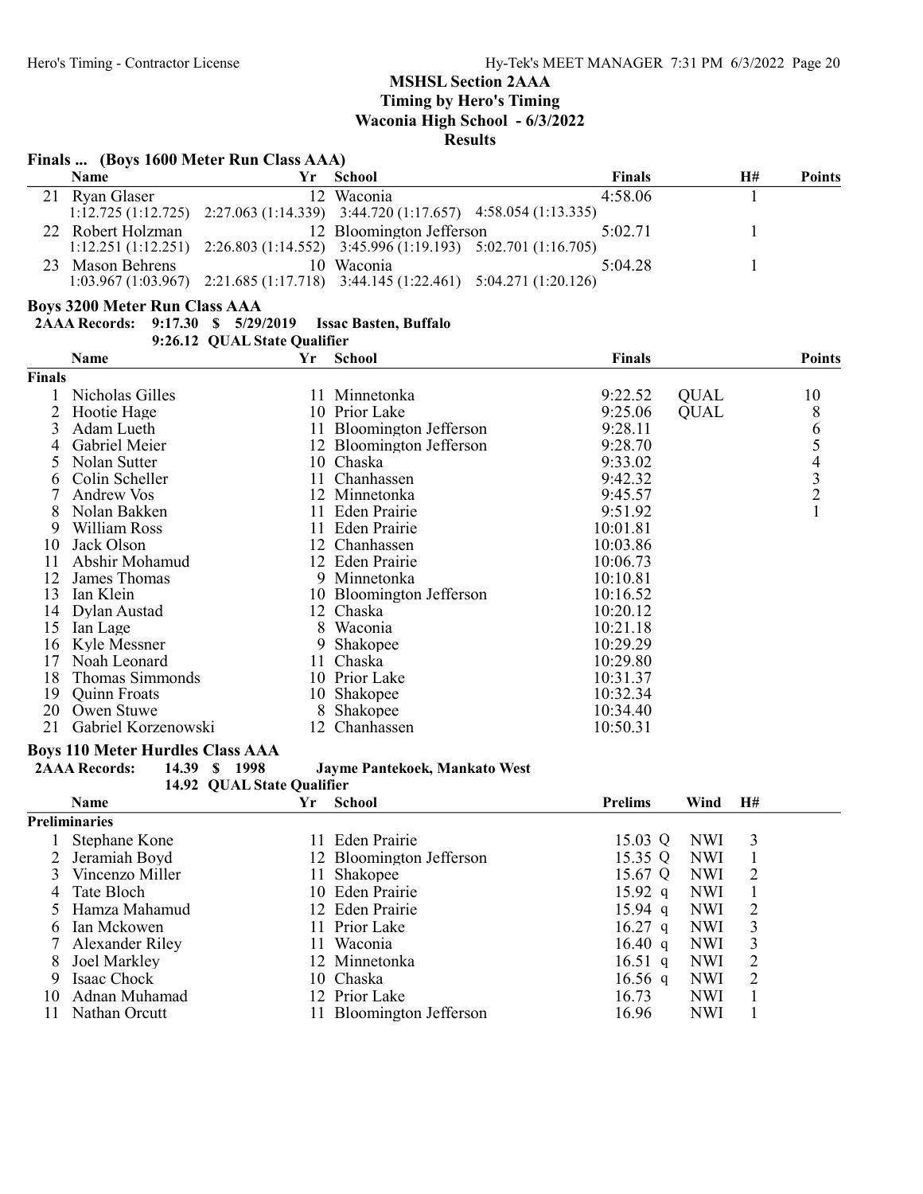## MSHSL Section 2AAA
### Timing by Hero's Timing
### Waconia High School - 6/3/2022
### Results

**Finals ... (Boys 1600 Meter Run Class AAA)**

| | Name | Yr | School | Finals | H# | Points |
|---|---|---|---|---|---|---|
| 21 | Ryan Glaser | 12 | Waconia | 4:58.06 | 1 | |
| | 1:12.725 (1:12.725) 2:27.063 (1:14.339) 3:44.720 (1:17.657) 4:58.054 (1:13.335) | | | | | |
| 22 | Robert Holzman | 12 | Bloomington Jefferson | 5:02.71 | 1 | |
| | 1:12.251 (1:12.251) 2:26.803 (1:14.552) 3:45.996 (1:19.193) 5:02.701 (1:16.705) | | | | | |
| 23 | Mason Behrens | 10 | Waconia | 5:04.28 | 1 | |
| | 1:03.967 (1:03.967) 2:21.685 (1:17.718) 3:44.145 (1:22.461) 5:04.271 (1:20.126) | | | | | |

**Boys 3200 Meter Run Class AAA**

**2AAA Records: 9:17.30 $ 5/29/2019 Issac Basten, Buffalo**

**9:26.12 QUAL State Qualifier**

| | Name | Yr | School | Finals | | Points |
|---|---|---|---|---|---|---|
| **Finals** | | | | | | |
| 1 | Nicholas Gilles | 11 | Minnetonka | 9:22.52 | QUAL | 10 |
| 2 | Hootie Hage | 10 | Prior Lake | 9:25.06 | QUAL | 8 |
| 3 | Adam Lueth | 11 | Bloomington Jefferson | 9:28.11 | | 6 |
| 4 | Gabriel Meier | 12 | Bloomington Jefferson | 9:28.70 | | 5 |
| 5 | Nolan Sutter | 10 | Chaska | 9:33.02 | | 4 |
| 6 | Colin Scheller | 11 | Chanhassen | 9:42.32 | | 3 |
| 7 | Andrew Vos | 12 | Minnetonka | 9:45.57 | | 2 |
| 8 | Nolan Bakken | 11 | Eden Prairie | 9:51.92 | | 1 |
| 9 | William Ross | 11 | Eden Prairie | 10:01.81 | | |
| 10 | Jack Olson | 12 | Chanhassen | 10:03.86 | | |
| 11 | Abshir Mohamud | 12 | Eden Prairie | 10:06.73 | | |
| 12 | James Thomas | 9 | Minnetonka | 10:10.81 | | |
| 13 | Ian Klein | 10 | Bloomington Jefferson | 10:16.52 | | |
| 14 | Dylan Austad | 12 | Chaska | 10:20.12 | | |
| 15 | Ian Lage | 8 | Waconia | 10:21.18 | | |
| 16 | Kyle Messner | 9 | Shakopee | 10:29.29 | | |
| 17 | Noah Leonard | 11 | Chaska | 10:29.80 | | |
| 18 | Thomas Simmonds | 10 | Prior Lake | 10:31.37 | | |
| 19 | Quinn Froats | 10 | Shakopee | 10:32.34 | | |
| 20 | Owen Stuwe | 8 | Shakopee | 10:34.40 | | |
| 21 | Gabriel Korzenowski | 12 | Chanhassen | 10:50.31 | | |

**Boys 110 Meter Hurdles Class AAA**

**2AAA Records: 14.39 $ 1998 Jayme Pantekoek, Mankato West**

**14.92 QUAL State Qualifier**

| | Name | Yr | School | Prelims | Wind | H# |
|---|---|---|---|---|---|---|
| **Preliminaries** | | | | | | |
| 1 | Stephane Kone | 11 | Eden Prairie | 15.03 Q | NWI | 3 |
| 2 | Jeramiah Boyd | 12 | Bloomington Jefferson | 15.35 Q | NWI | 1 |
| 3 | Vincenzo Miller | 11 | Shakopee | 15.67 Q | NWI | 2 |
| 4 | Tate Bloch | 10 | Eden Prairie | 15.92 q | NWI | 1 |
| 5 | Hamza Mahamud | 12 | Eden Prairie | 15.94 q | NWI | 2 |
| 6 | Ian Mckowen | 11 | Prior Lake | 16.27 q | NWI | 3 |
| 7 | Alexander Riley | 11 | Waconia | 16.40 q | NWI | 3 |
| 8 | Joel Markley | 12 | Minnetonka | 16.51 q | NWI | 2 |
| 9 | Isaac Chock | 10 | Chaska | 16.56 q | NWI | 2 |
| 10 | Adnan Muhamad | 12 | Prior Lake | 16.73 | NWI | 1 |
| 11 | Nathan Orcutt | 11 | Bloomington Jefferson | 16.96 | NWI | 1 |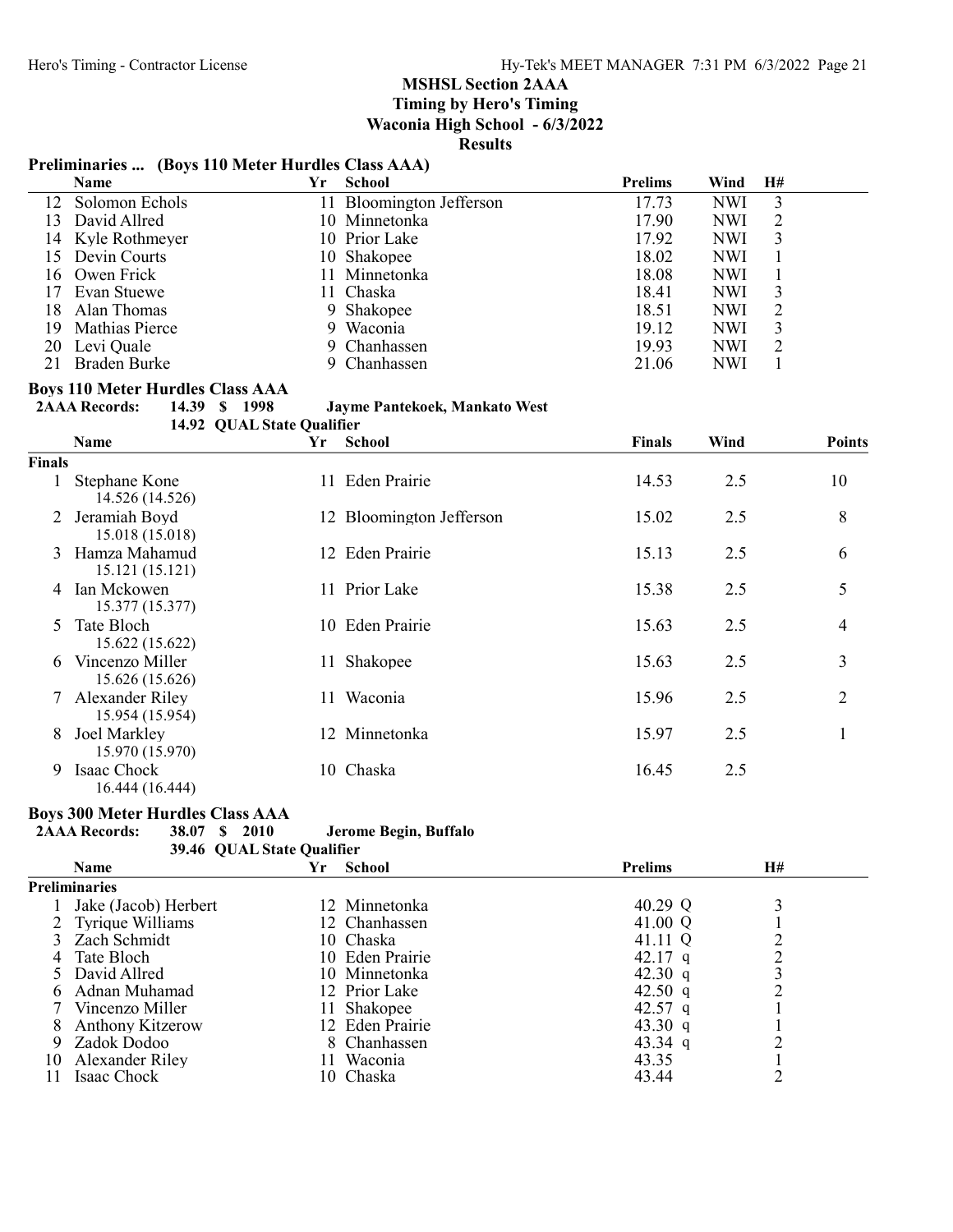## MSHSL Section 2AAA
### Timing by Hero's Timing
### Waconia High School - 6/3/2022
### Results

**Preliminaries ... (Boys 110 Meter Hurdles Class AAA)**

| | Name | Yr | School | Prelims | Wind | H# |
|---|---|---|---|---|---|---|
| 12 | Solomon Echols | 11 | Bloomington Jefferson | 17.73 | NWI | 3 |
| 13 | David Allred | 10 | Minnetonka | 17.90 | NWI | 2 |
| 14 | Kyle Rothmeyer | 10 | Prior Lake | 17.92 | NWI | 3 |
| 15 | Devin Courts | 10 | Shakopee | 18.02 | NWI | 1 |
| 16 | Owen Frick | 11 | Minnetonka | 18.08 | NWI | 1 |
| 17 | Evan Stuewe | 11 | Chaska | 18.41 | NWI | 3 |
| 18 | Alan Thomas | 9 | Shakopee | 18.51 | NWI | 2 |
| 19 | Mathias Pierce | 9 | Waconia | 19.12 | NWI | 3 |
| 20 | Levi Quale | 9 | Chanhassen | 19.93 | NWI | 2 |
| 21 | Braden Burke | 9 | Chanhassen | 21.06 | NWI | 1 |

**Boys 110 Meter Hurdles Class AAA**

2AAA Records: 14.39 $ 1998 Jayme Pantekoek, Mankato West

14.92 QUAL State Qualifier

| | Name | Yr | School | Finals | Wind | Points |
|---|---|---|---|---|---|---|
| **Finals** | | | | | | |
| 1 | Stephane Kone 14.526 (14.526) | 11 | Eden Prairie | 14.53 | 2.5 | 10 |
| 2 | Jeramiah Boyd 15.018 (15.018) | 12 | Bloomington Jefferson | 15.02 | 2.5 | 8 |
| 3 | Hamza Mahamud 15.121 (15.121) | 12 | Eden Prairie | 15.13 | 2.5 | 6 |
| 4 | Ian Mckowen 15.377 (15.377) | 11 | Prior Lake | 15.38 | 2.5 | 5 |
| 5 | Tate Bloch 15.622 (15.622) | 10 | Eden Prairie | 15.63 | 2.5 | 4 |
| 6 | Vincenzo Miller 15.626 (15.626) | 11 | Shakopee | 15.63 | 2.5 | 3 |
| 7 | Alexander Riley 15.954 (15.954) | 11 | Waconia | 15.96 | 2.5 | 2 |
| 8 | Joel Markley 15.970 (15.970) | 12 | Minnetonka | 15.97 | 2.5 | 1 |
| 9 | Isaac Chock 16.444 (16.444) | 10 | Chaska | 16.45 | 2.5 | |

**Boys 300 Meter Hurdles Class AAA**

2AAA Records: 38.07 $ 2010 Jerome Begin, Buffalo

39.46 QUAL State Qualifier

| | Name | Yr | School | Prelims | H# |
|---|---|---|---|---|---|
| **Preliminaries** | | | | | |
| 1 | Jake (Jacob) Herbert | 12 | Minnetonka | 40.29 Q | 3 |
| 2 | Tyrique Williams | 12 | Chanhassen | 41.00 Q | 1 |
| 3 | Zach Schmidt | 10 | Chaska | 41.11 Q | 2 |
| 4 | Tate Bloch | 10 | Eden Prairie | 42.17 q | 2 |
| 5 | David Allred | 10 | Minnetonka | 42.30 q | 3 |
| 6 | Adnan Muhamad | 12 | Prior Lake | 42.50 q | 2 |
| 7 | Vincenzo Miller | 11 | Shakopee | 42.57 q | 1 |
| 8 | Anthony Kitzerow | 12 | Eden Prairie | 43.30 q | 1 |
| 9 | Zadok Dodoo | 8 | Chanhassen | 43.34 q | 2 |
| 10 | Alexander Riley | 11 | Waconia | 43.35 | 1 |
| 11 | Isaac Chock | 10 | Chaska | 43.44 | 2 |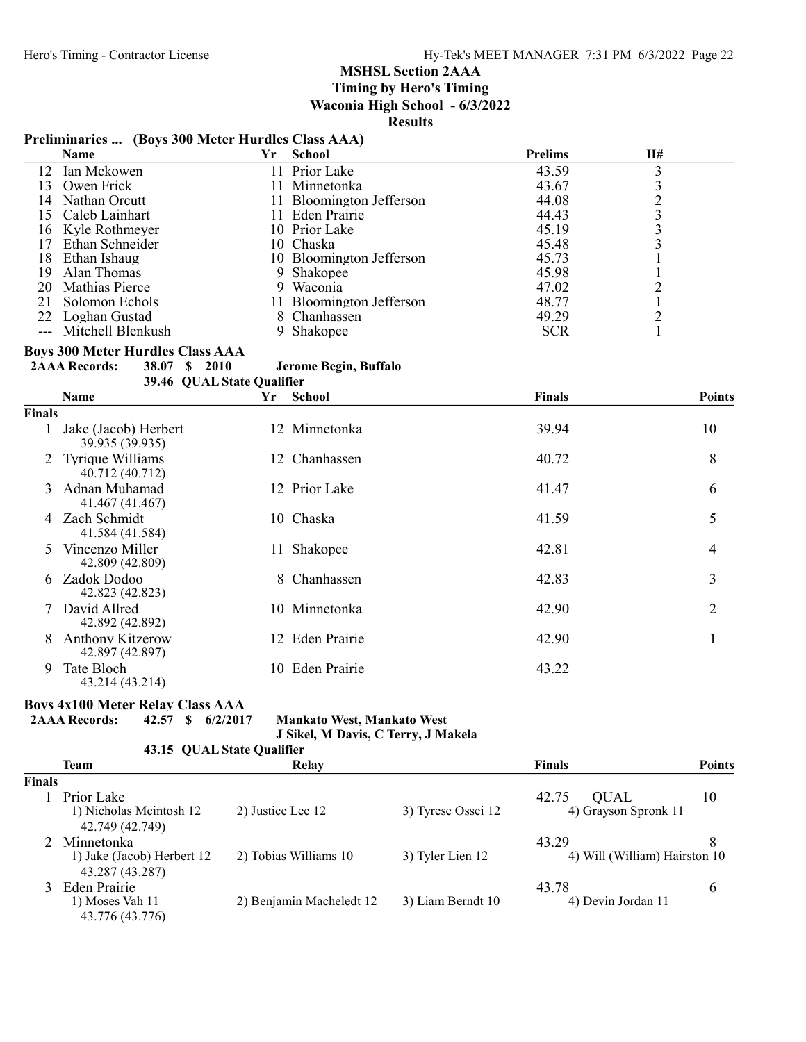## MSHSL Section 2AAA
### Timing by Hero's Timing
### Waconia High School - 6/3/2022
### Results

**Preliminaries ... (Boys 300 Meter Hurdles Class AAA)**

| | Name | Yr | School | Prelims | H# |
|---|---|---|---|---|---|
| 12 | Ian Mckowen | 11 | Prior Lake | 43.59 | 3 |
| 13 | Owen Frick | 11 | Minnetonka | 43.67 | 3 |
| 14 | Nathan Orcutt | 11 | Bloomington Jefferson | 44.08 | 2 |
| 15 | Caleb Lainhart | 11 | Eden Prairie | 44.43 | 3 |
| 16 | Kyle Rothmeyer | 10 | Prior Lake | 45.19 | 3 |
| 17 | Ethan Schneider | 10 | Chaska | 45.48 | 3 |
| 18 | Ethan Ishaug | 10 | Bloomington Jefferson | 45.73 | 1 |
| 19 | Alan Thomas | 9 | Shakopee | 45.98 | 1 |
| 20 | Mathias Pierce | 9 | Waconia | 47.02 | 2 |
| 21 | Solomon Echols | 11 | Bloomington Jefferson | 48.77 | 1 |
| 22 | Loghan Gustad | 8 | Chanhassen | 49.29 | 2 |
| --- | Mitchell Blenkush | 9 | Shakopee | SCR | 1 |

**Boys 300 Meter Hurdles Class AAA**

**2AAA Records: 38.07 $ 2010 Jerome Begin, Buffalo**

**39.46 QUAL State Qualifier**

| | Name | Yr | School | Finals | Points |
|---|---|---|---|---|---|
| **Finals** | | | | | |
| 1 | Jake (Jacob) Herbert 39.935 (39.935) | 12 | Minnetonka | 39.94 | 10 |
| 2 | Tyrique Williams 40.712 (40.712) | 12 | Chanhassen | 40.72 | 8 |
| 3 | Adnan Muhamad 41.467 (41.467) | 12 | Prior Lake | 41.47 | 6 |
| 4 | Zach Schmidt 41.584 (41.584) | 10 | Chaska | 41.59 | 5 |
| 5 | Vincenzo Miller 42.809 (42.809) | 11 | Shakopee | 42.81 | 4 |
| 6 | Zadok Dodoo 42.823 (42.823) | 8 | Chanhassen | 42.83 | 3 |
| 7 | David Allred 42.892 (42.892) | 10 | Minnetonka | 42.90 | 2 |
| 8 | Anthony Kitzerow 42.897 (42.897) | 12 | Eden Prairie | 42.90 | 1 |
| 9 | Tate Bloch 43.214 (43.214) | 10 | Eden Prairie | 43.22 | |

**Boys 4x100 Meter Relay Class AAA**

**2AAA Records: 42.57 $ 6/2/2017 Mankato West, Mankato West**
**J Sikel, M Davis, C Terry, J Makela**

**43.15 QUAL State Qualifier**

| | Team | Relay | | Finals | | Points |
|---|---|---|---|---|---|---|
| **Finals** | | | | | | |
| 1 | Prior Lake | | | 42.75 | QUAL | 10 |
| | 1) Nicholas Mcintosh 12 | 2) Justice Lee 12 | 3) Tyrese Ossei 12 | 4) Grayson Spronk 11 | | |
| | 42.749 (42.749) | | | | | |
| 2 | Minnetonka | | | 43.29 | | 8 |
| | 1) Jake (Jacob) Herbert 12 | 2) Tobias Williams 10 | 3) Tyler Lien 12 | 4) Will (William) Hairston 10 | | |
| | 43.287 (43.287) | | | | | |
| 3 | Eden Prairie | | | 43.78 | | 6 |
| | 1) Moses Vah 11 | 2) Benjamin Macheledt 12 | 3) Liam Berndt 10 | 4) Devin Jordan 11 | | |
| | 43.776 (43.776) | | | | | |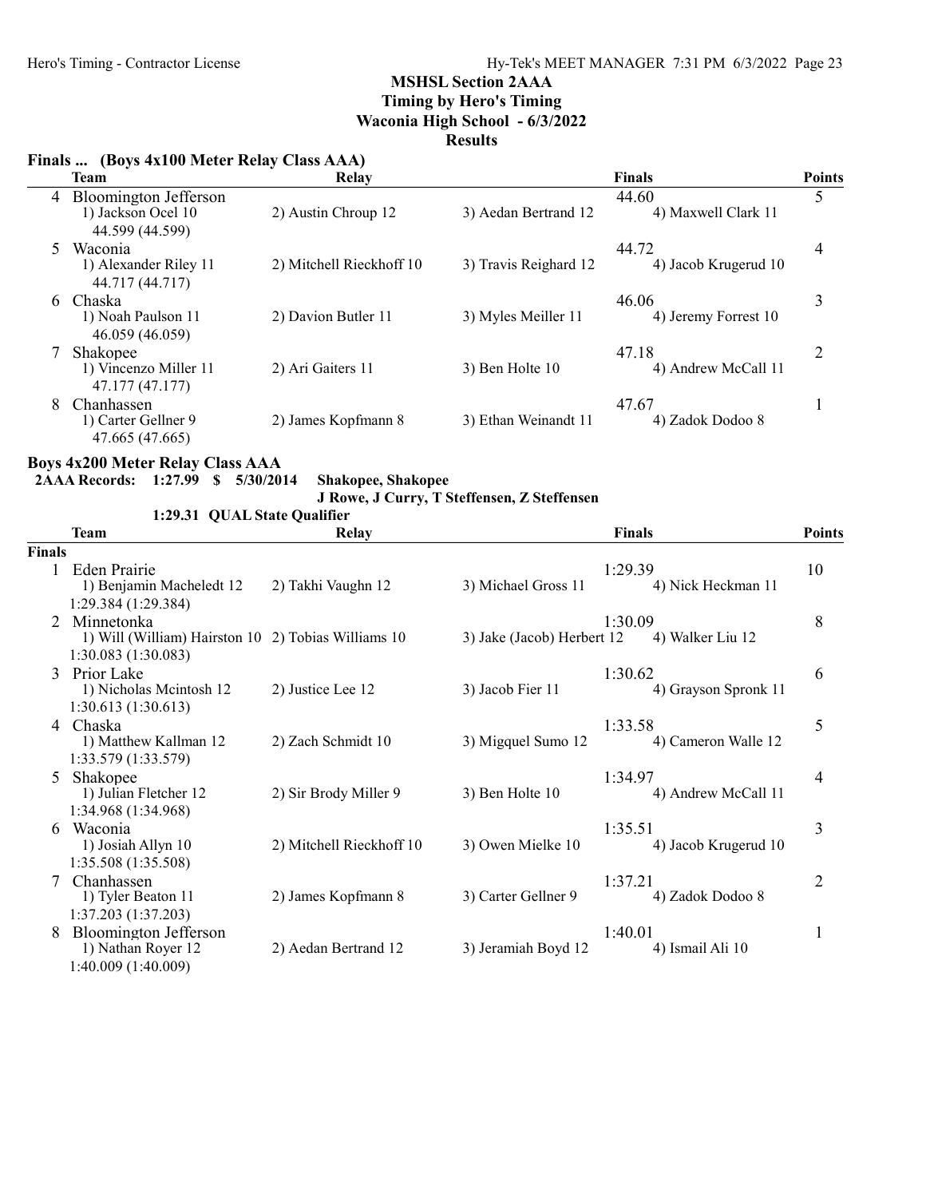## MSHSL Section 2AAA
### Timing by Hero's Timing
### Waconia High School - 6/3/2022
### Results

**Finals ... (Boys 4x100 Meter Relay Class AAA)**

| | Team | Relay | | Finals | Points |
|---|---|---|---|---|---|
| 4 | Bloomington Jefferson | | | 44.60 | 5 |
| | 1) Jackson Ocel 10 | 2) Austin Chroup 12 | 3) Aedan Bertrand 12 | 4) Maxwell Clark 11 | |
| | 44.599 (44.599) | | | | |
| 5 | Waconia | | | 44.72 | 4 |
| | 1) Alexander Riley 11 | 2) Mitchell Rieckhoff 10 | 3) Travis Reighard 12 | 4) Jacob Krugerud 10 | |
| | 44.717 (44.717) | | | | |
| 6 | Chaska | | | 46.06 | 3 |
| | 1) Noah Paulson 11 | 2) Davion Butler 11 | 3) Myles Meiller 11 | 4) Jeremy Forrest 10 | |
| | 46.059 (46.059) | | | | |
| 7 | Shakopee | | | 47.18 | 2 |
| | 1) Vincenzo Miller 11 | 2) Ari Gaiters 11 | 3) Ben Holte 10 | 4) Andrew McCall 11 | |
| | 47.177 (47.177) | | | | |
| 8 | Chanhassen | | | 47.67 | 1 |
| | 1) Carter Gellner 9 | 2) James Kopfmann 8 | 3) Ethan Weinandt 11 | 4) Zadok Dodoo 8 | |
| | 47.665 (47.665) | | | | |

**Boys 4x200 Meter Relay Class AAA**

**2AAA Records: 1:27.99 $ 5/30/2014 Shakopee, Shakopee**
**J Rowe, J Curry, T Steffensen, Z Steffensen**

**1:29.31 QUAL State Qualifier**

| | Team | Relay | | Finals | Points |
|---|---|---|---|---|---|
| **Finals** | | | | | |
| 1 | Eden Prairie | | | 1:29.39 | 10 |
| | 1) Benjamin Macheledt 12 | 2) Takhi Vaughn 12 | 3) Michael Gross 11 | 4) Nick Heckman 11 | |
| | 1:29.384 (1:29.384) | | | | |
| 2 | Minnetonka | | | 1:30.09 | 8 |
| | 1) Will (William) Hairston 10 | 2) Tobias Williams 10 | 3) Jake (Jacob) Herbert 12 | 4) Walker Liu 12 | |
| | 1:30.083 (1:30.083) | | | | |
| 3 | Prior Lake | | | 1:30.62 | 6 |
| | 1) Nicholas Mcintosh 12 | 2) Justice Lee 12 | 3) Jacob Fier 11 | 4) Grayson Spronk 11 | |
| | 1:30.613 (1:30.613) | | | | |
| 4 | Chaska | | | 1:33.58 | 5 |
| | 1) Matthew Kallman 12 | 2) Zach Schmidt 10 | 3) Migquel Sumo 12 | 4) Cameron Walle 12 | |
| | 1:33.579 (1:33.579) | | | | |
| 5 | Shakopee | | | 1:34.97 | 4 |
| | 1) Julian Fletcher 12 | 2) Sir Brody Miller 9 | 3) Ben Holte 10 | 4) Andrew McCall 11 | |
| | 1:34.968 (1:34.968) | | | | |
| 6 | Waconia | | | 1:35.51 | 3 |
| | 1) Josiah Allyn 10 | 2) Mitchell Rieckhoff 10 | 3) Owen Mielke 10 | 4) Jacob Krugerud 10 | |
| | 1:35.508 (1:35.508) | | | | |
| 7 | Chanhassen | | | 1:37.21 | 2 |
| | 1) Tyler Beaton 11 | 2) James Kopfmann 8 | 3) Carter Gellner 9 | 4) Zadok Dodoo 8 | |
| | 1:37.203 (1:37.203) | | | | |
| 8 | Bloomington Jefferson | | | 1:40.01 | 1 |
| | 1) Nathan Royer 12 | 2) Aedan Bertrand 12 | 3) Jeramiah Boyd 12 | 4) Ismail Ali 10 | |
| | 1:40.009 (1:40.009) | | | | |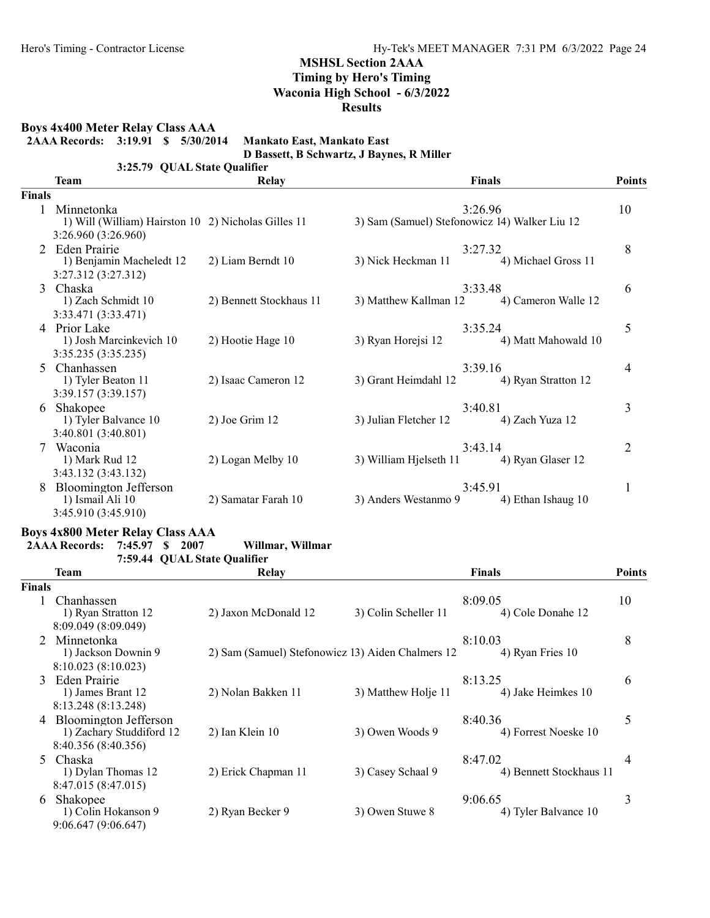## MSHSL Section 2AAA
### Timing by Hero's Timing
### Waconia High School - 6/3/2022
### Results

### Boys 4x400 Meter Relay Class AAA

**2AAA Records: 3:19.91 $ 5/30/2014 Mankato East, Mankato East**
**D Bassett, B Schwartz, J Baynes, R Miller**

**3:25.79 QUAL State Qualifier**

| | Team | Relay | Finals | Points |
|---|---|---|---|---|
| **Finals** | | | | |
| 1 | Minnetonka | | 3:26.96 | 10 |
| | 1) Will (William) Hairston 10 | 2) Nicholas Gilles 11 | 3) Sam (Samuel) Stefonowicz 14) Walker Liu 12 | |
| | 3:26.960 (3:26.960) | | | |
| 2 | Eden Prairie | | 3:27.32 | 8 |
| | 1) Benjamin Macheledt 12 | 2) Liam Berndt 10 | 3) Nick Heckman 11 4) Michael Gross 11 | |
| | 3:27.312 (3:27.312) | | | |
| 3 | Chaska | | 3:33.48 | 6 |
| | 1) Zach Schmidt 10 | 2) Bennett Stockhaus 11 | 3) Matthew Kallman 12 4) Cameron Walle 12 | |
| | 3:33.471 (3:33.471) | | | |
| 4 | Prior Lake | | 3:35.24 | 5 |
| | 1) Josh Marcinkevich 10 | 2) Hootie Hage 10 | 3) Ryan Horejsi 12 4) Matt Mahowald 10 | |
| | 3:35.235 (3:35.235) | | | |
| 5 | Chanhassen | | 3:39.16 | 4 |
| | 1) Tyler Beaton 11 | 2) Isaac Cameron 12 | 3) Grant Heimdahl 12 4) Ryan Stratton 12 | |
| | 3:39.157 (3:39.157) | | | |
| 6 | Shakopee | | 3:40.81 | 3 |
| | 1) Tyler Balvance 10 | 2) Joe Grim 12 | 3) Julian Fletcher 12 4) Zach Yuza 12 | |
| | 3:40.801 (3:40.801) | | | |
| 7 | Waconia | | 3:43.14 | 2 |
| | 1) Mark Rud 12 | 2) Logan Melby 10 | 3) William Hjelseth 11 4) Ryan Glaser 12 | |
| | 3:43.132 (3:43.132) | | | |
| 8 | Bloomington Jefferson | | 3:45.91 | 1 |
| | 1) Ismail Ali 10 | 2) Samatar Farah 10 | 3) Anders Westanmo 9 4) Ethan Ishaug 10 | |
| | 3:45.910 (3:45.910) | | | |

### Boys 4x800 Meter Relay Class AAA

**2AAA Records: 7:45.97 $ 2007 Willmar, Willmar**

**7:59.44 QUAL State Qualifier**

| | Team | Relay | Finals | Points |
|---|---|---|---|---|
| **Finals** | | | | |
| 1 | Chanhassen | | 8:09.05 | 10 |
| | 1) Ryan Stratton 12 | 2) Jaxon McDonald 12 | 3) Colin Scheller 11 4) Cole Donahe 12 | |
| | 8:09.049 (8:09.049) | | | |
| 2 | Minnetonka | | 8:10.03 | 8 |
| | 1) Jackson Downin 9 | 2) Sam (Samuel) Stefonowicz 13) Aiden Chalmers 12 | 4) Ryan Fries 10 | |
| | 8:10.023 (8:10.023) | | | |
| 3 | Eden Prairie | | 8:13.25 | 6 |
| | 1) James Brant 12 | 2) Nolan Bakken 11 | 3) Matthew Holje 11 4) Jake Heimkes 10 | |
| | 8:13.248 (8:13.248) | | | |
| 4 | Bloomington Jefferson | | 8:40.36 | 5 |
| | 1) Zachary Studdiford 12 | 2) Ian Klein 10 | 3) Owen Woods 9 4) Forrest Noeske 10 | |
| | 8:40.356 (8:40.356) | | | |
| 5 | Chaska | | 8:47.02 | 4 |
| | 1) Dylan Thomas 12 | 2) Erick Chapman 11 | 3) Casey Schaal 9 4) Bennett Stockhaus 11 | |
| | 8:47.015 (8:47.015) | | | |
| 6 | Shakopee | | 9:06.65 | 3 |
| | 1) Colin Hokanson 9 | 2) Ryan Becker 9 | 3) Owen Stuwe 8 4) Tyler Balvance 10 | |
| | 9:06.647 (9:06.647) | | | |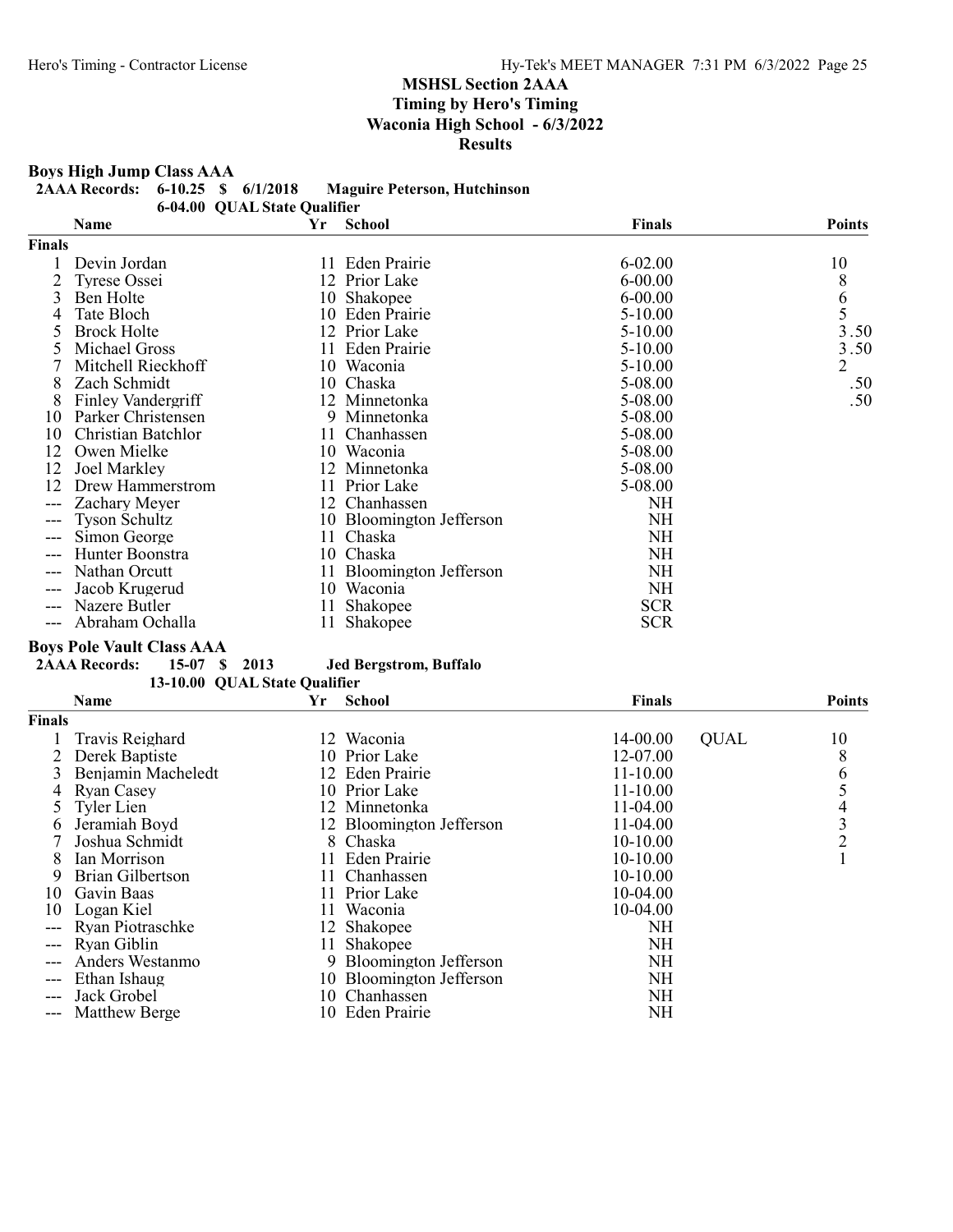# MSHSL Section 2AAA
## Timing by Hero's Timing
## Waconia High School - 6/3/2022
## Results

### Boys High Jump Class AAA

**2AAA Records:** 6-10.25 $ 6/1/2018 Maguire Peterson, Hutchinson

6-04.00 QUAL State Qualifier

| | Name | Yr | School | Finals | | Points |
|---|---|---|---|---|---|---|
| **Finals** | | | | | | |
| 1 | Devin Jordan | 11 | Eden Prairie | 6-02.00 | | 10 |
| 2 | Tyrese Ossei | 12 | Prior Lake | 6-00.00 | | 8 |
| 3 | Ben Holte | 10 | Shakopee | 6-00.00 | | 6 |
| 4 | Tate Bloch | 10 | Eden Prairie | 5-10.00 | | 5 |
| 5 | Brock Holte | 12 | Prior Lake | 5-10.00 | | 3.50 |
| 5 | Michael Gross | 11 | Eden Prairie | 5-10.00 | | 3.50 |
| 7 | Mitchell Rieckhoff | 10 | Waconia | 5-10.00 | | 2 |
| 8 | Zach Schmidt | 10 | Chaska | 5-08.00 | | .50 |
| 8 | Finley Vandergriff | 12 | Minnetonka | 5-08.00 | | .50 |
| 10 | Parker Christensen | 9 | Minnetonka | 5-08.00 | | |
| 10 | Christian Batchlor | 11 | Chanhassen | 5-08.00 | | |
| 12 | Owen Mielke | 10 | Waconia | 5-08.00 | | |
| 12 | Joel Markley | 12 | Minnetonka | 5-08.00 | | |
| 12 | Drew Hammerstrom | 11 | Prior Lake | 5-08.00 | | |
| --- | Zachary Meyer | 12 | Chanhassen | NH | | |
| --- | Tyson Schultz | 10 | Bloomington Jefferson | NH | | |
| --- | Simon George | 11 | Chaska | NH | | |
| --- | Hunter Boonstra | 10 | Chaska | NH | | |
| --- | Nathan Orcutt | 11 | Bloomington Jefferson | NH | | |
| --- | Jacob Krugerud | 10 | Waconia | NH | | |
| --- | Nazere Butler | 11 | Shakopee | SCR | | |
| --- | Abraham Ochalla | 11 | Shakopee | SCR | | |

### Boys Pole Vault Class AAA

**2AAA Records:** 15-07 $ 2013 Jed Bergstrom, Buffalo

13-10.00 QUAL State Qualifier

| | Name | Yr | School | Finals | | Points |
|---|---|---|---|---|---|---|
| **Finals** | | | | | | |
| 1 | Travis Reighard | 12 | Waconia | 14-00.00 | QUAL | 10 |
| 2 | Derek Baptiste | 10 | Prior Lake | 12-07.00 | | 8 |
| 3 | Benjamin Macheledt | 12 | Eden Prairie | 11-10.00 | | 6 |
| 4 | Ryan Casey | 10 | Prior Lake | 11-10.00 | | 5 |
| 5 | Tyler Lien | 12 | Minnetonka | 11-04.00 | | 4 |
| 6 | Jeramiah Boyd | 12 | Bloomington Jefferson | 11-04.00 | | 3 |
| 7 | Joshua Schmidt | 8 | Chaska | 10-10.00 | | 2 |
| 8 | Ian Morrison | 11 | Eden Prairie | 10-10.00 | | 1 |
| 9 | Brian Gilbertson | 11 | Chanhassen | 10-10.00 | | |
| 10 | Gavin Baas | 11 | Prior Lake | 10-04.00 | | |
| 10 | Logan Kiel | 11 | Waconia | 10-04.00 | | |
| --- | Ryan Piotraschke | 12 | Shakopee | NH | | |
| --- | Ryan Giblin | 11 | Shakopee | NH | | |
| --- | Anders Westanmo | 9 | Bloomington Jefferson | NH | | |
| --- | Ethan Ishaug | 10 | Bloomington Jefferson | NH | | |
| --- | Jack Grobel | 10 | Chanhassen | NH | | |
| --- | Matthew Berge | 10 | Eden Prairie | NH | | |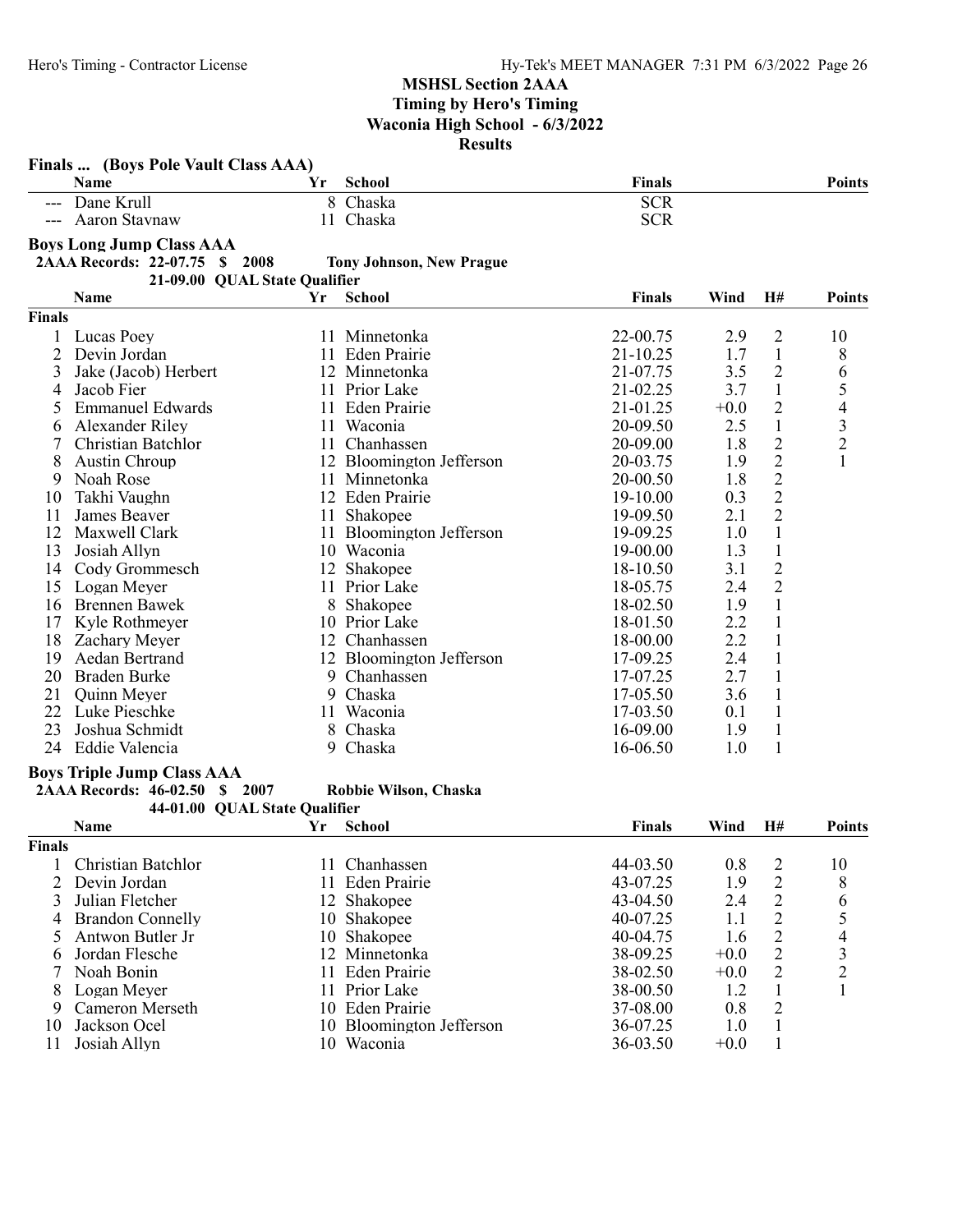## MSHSL Section 2AAA
## Timing by Hero's Timing
## Waconia High School - 6/3/2022
## Results

### Finals ... (Boys Pole Vault Class AAA)

| | Name | Yr | School | Finals | Points |
|---|---|---|---|---|---|
| --- | Dane Krull | 8 | Chaska | SCR | |
| --- | Aaron Stavnaw | 11 | Chaska | SCR | |

### Boys Long Jump Class AAA

**2AAA Records: 22-07.75 $ 2008 Tony Johnson, New Prague**
**21-09.00 QUAL State Qualifier**

| | Name | Yr | School | Finals | Wind | H# | Points |
|---|---|---|---|---|---|---|---|
| **Finals** | | | | | | | |
| 1 | Lucas Poey | 11 | Minnetonka | 22-00.75 | 2.9 | 2 | 10 |
| 2 | Devin Jordan | 11 | Eden Prairie | 21-10.25 | 1.7 | 1 | 8 |
| 3 | Jake (Jacob) Herbert | 12 | Minnetonka | 21-07.75 | 3.5 | 2 | 6 |
| 4 | Jacob Fier | 11 | Prior Lake | 21-02.25 | 3.7 | 1 | 5 |
| 5 | Emmanuel Edwards | 11 | Eden Prairie | 21-01.25 | +0.0 | 2 | 4 |
| 6 | Alexander Riley | 11 | Waconia | 20-09.50 | 2.5 | 1 | 3 |
| 7 | Christian Batchlor | 11 | Chanhassen | 20-09.00 | 1.8 | 2 | 2 |
| 8 | Austin Chroup | 12 | Bloomington Jefferson | 20-03.75 | 1.9 | 2 | 1 |
| 9 | Noah Rose | 11 | Minnetonka | 20-00.50 | 1.8 | 2 | |
| 10 | Takhi Vaughn | 12 | Eden Prairie | 19-10.00 | 0.3 | 2 | |
| 11 | James Beaver | 11 | Shakopee | 19-09.50 | 2.1 | 2 | |
| 12 | Maxwell Clark | 11 | Bloomington Jefferson | 19-09.25 | 1.0 | 1 | |
| 13 | Josiah Allyn | 10 | Waconia | 19-00.00 | 1.3 | 1 | |
| 14 | Cody Grommesch | 12 | Shakopee | 18-10.50 | 3.1 | 2 | |
| 15 | Logan Meyer | 11 | Prior Lake | 18-05.75 | 2.4 | 2 | |
| 16 | Brennen Bawek | 8 | Shakopee | 18-02.50 | 1.9 | 1 | |
| 17 | Kyle Rothmeyer | 10 | Prior Lake | 18-01.50 | 2.2 | 1 | |
| 18 | Zachary Meyer | 12 | Chanhassen | 18-00.00 | 2.2 | 1 | |
| 19 | Aedan Bertrand | 12 | Bloomington Jefferson | 17-09.25 | 2.4 | 1 | |
| 20 | Braden Burke | 9 | Chanhassen | 17-07.25 | 2.7 | 1 | |
| 21 | Quinn Meyer | 9 | Chaska | 17-05.50 | 3.6 | 1 | |
| 22 | Luke Pieschke | 11 | Waconia | 17-03.50 | 0.1 | 1 | |
| 23 | Joshua Schmidt | 8 | Chaska | 16-09.00 | 1.9 | 1 | |
| 24 | Eddie Valencia | 9 | Chaska | 16-06.50 | 1.0 | 1 | |

### Boys Triple Jump Class AAA

**2AAA Records: 46-02.50 $ 2007 Robbie Wilson, Chaska**
**44-01.00 QUAL State Qualifier**

| | Name | Yr | School | Finals | Wind | H# | Points |
|---|---|---|---|---|---|---|---|
| **Finals** | | | | | | | |
| 1 | Christian Batchlor | 11 | Chanhassen | 44-03.50 | 0.8 | 2 | 10 |
| 2 | Devin Jordan | 11 | Eden Prairie | 43-07.25 | 1.9 | 2 | 8 |
| 3 | Julian Fletcher | 12 | Shakopee | 43-04.50 | 2.4 | 2 | 6 |
| 4 | Brandon Connelly | 10 | Shakopee | 40-07.25 | 1.1 | 2 | 5 |
| 5 | Antwon Butler Jr | 10 | Shakopee | 40-04.75 | 1.6 | 2 | 4 |
| 6 | Jordan Flesche | 12 | Minnetonka | 38-09.25 | +0.0 | 2 | 3 |
| 7 | Noah Bonin | 11 | Eden Prairie | 38-02.50 | +0.0 | 2 | 2 |
| 8 | Logan Meyer | 11 | Prior Lake | 38-00.50 | 1.2 | 1 | 1 |
| 9 | Cameron Merseth | 10 | Eden Prairie | 37-08.00 | 0.8 | 2 | |
| 10 | Jackson Ocel | 10 | Bloomington Jefferson | 36-07.25 | 1.0 | 1 | |
| 11 | Josiah Allyn | 10 | Waconia | 36-03.50 | +0.0 | 1 | |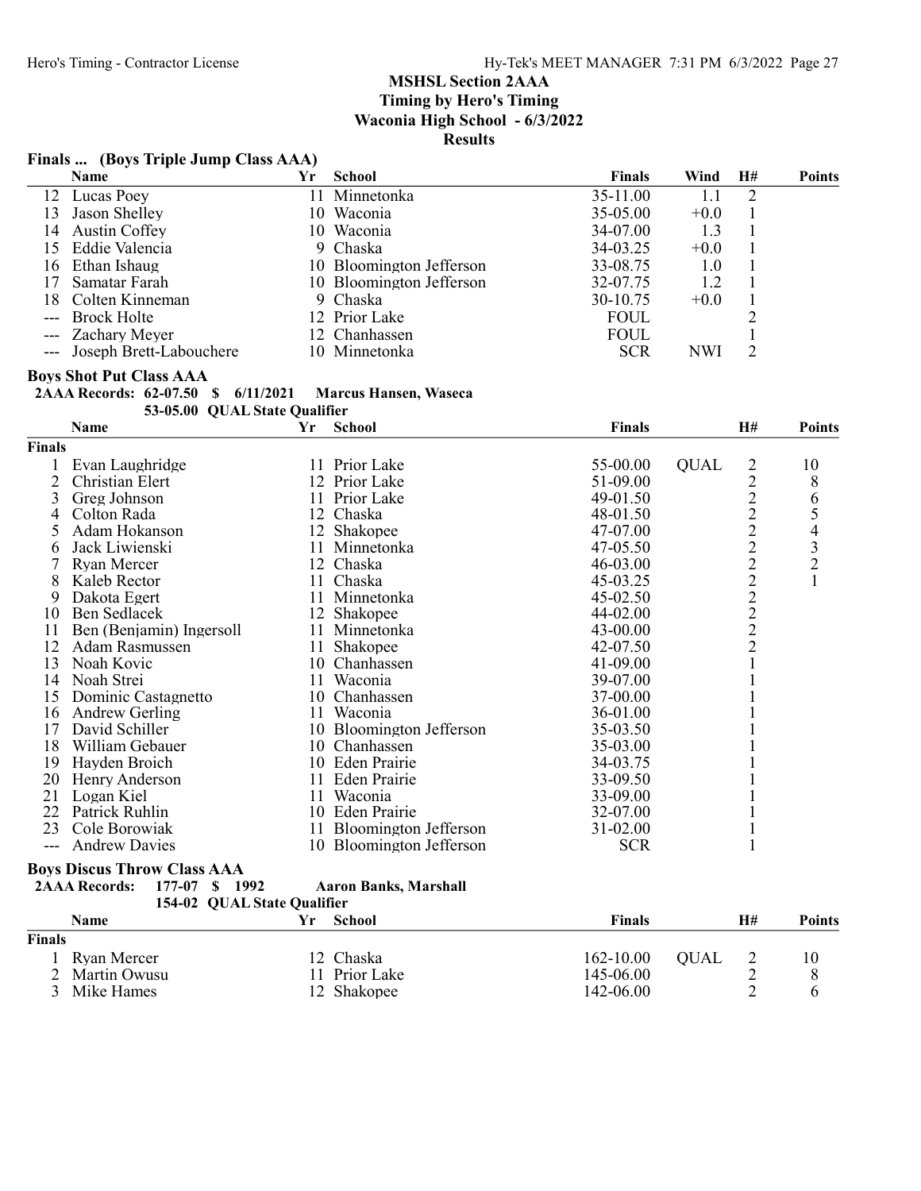## MSHSL Section 2AAA
## Timing by Hero's Timing
## Waconia High School - 6/3/2022
## Results

### Finals ... (Boys Triple Jump Class AAA)

| | Name | Yr | School | Finals | Wind | H# | Points |
|---|---|---|---|---|---|---|---|
| 12 | Lucas Poey | 11 | Minnetonka | 35-11.00 | 1.1 | 2 | |
| 13 | Jason Shelley | 10 | Waconia | 35-05.00 | +0.0 | 1 | |
| 14 | Austin Coffey | 10 | Waconia | 34-07.00 | 1.3 | 1 | |
| 15 | Eddie Valencia | 9 | Chaska | 34-03.25 | +0.0 | 1 | |
| 16 | Ethan Ishaug | 10 | Bloomington Jefferson | 33-08.75 | 1.0 | 1 | |
| 17 | Samatar Farah | 10 | Bloomington Jefferson | 32-07.75 | 1.2 | 1 | |
| 18 | Colten Kinneman | 9 | Chaska | 30-10.75 | +0.0 | 1 | |
| --- | Brock Holte | 12 | Prior Lake | FOUL | | 2 | |
| --- | Zachary Meyer | 12 | Chanhassen | FOUL | | 1 | |
| --- | Joseph Brett-Labouchere | 10 | Minnetonka | SCR | NWI | 2 | |

### Boys Shot Put Class AAA

**2AAA Records: 62-07.50 $ 6/11/2021 Marcus Hansen, Waseca**
**53-05.00 QUAL State Qualifier**

| | Name | Yr | School | Finals | | H# | Points |
|---|---|---|---|---|---|---|---|
| **Finals** | | | | | | | |
| 1 | Evan Laughridge | 11 | Prior Lake | 55-00.00 | QUAL | 2 | 10 |
| 2 | Christian Elert | 12 | Prior Lake | 51-09.00 | | 2 | 8 |
| 3 | Greg Johnson | 11 | Prior Lake | 49-01.50 | | 2 | 6 |
| 4 | Colton Rada | 12 | Chaska | 48-01.50 | | 2 | 5 |
| 5 | Adam Hokanson | 12 | Shakopee | 47-07.00 | | 2 | 4 |
| 6 | Jack Liwienski | 11 | Minnetonka | 47-05.50 | | 2 | 3 |
| 7 | Ryan Mercer | 12 | Chaska | 46-03.00 | | 2 | 2 |
| 8 | Kaleb Rector | 11 | Chaska | 45-03.25 | | 2 | 1 |
| 9 | Dakota Egert | 11 | Minnetonka | 45-02.50 | | 2 | |
| 10 | Ben Sedlacek | 12 | Shakopee | 44-02.00 | | 2 | |
| 11 | Ben (Benjamin) Ingersoll | 11 | Minnetonka | 43-00.00 | | 2 | |
| 12 | Adam Rasmussen | 11 | Shakopee | 42-07.50 | | 2 | |
| 13 | Noah Kovic | 10 | Chanhassen | 41-09.00 | | 1 | |
| 14 | Noah Strei | 11 | Waconia | 39-07.00 | | 1 | |
| 15 | Dominic Castagnetto | 10 | Chanhassen | 37-00.00 | | 1 | |
| 16 | Andrew Gerling | 11 | Waconia | 36-01.00 | | 1 | |
| 17 | David Schiller | 10 | Bloomington Jefferson | 35-03.50 | | 1 | |
| 18 | William Gebauer | 10 | Chanhassen | 35-03.00 | | 1 | |
| 19 | Hayden Broich | 10 | Eden Prairie | 34-03.75 | | 1 | |
| 20 | Henry Anderson | 11 | Eden Prairie | 33-09.50 | | 1 | |
| 21 | Logan Kiel | 11 | Waconia | 33-09.00 | | 1 | |
| 22 | Patrick Ruhlin | 10 | Eden Prairie | 32-07.00 | | 1 | |
| 23 | Cole Borowiak | 11 | Bloomington Jefferson | 31-02.00 | | 1 | |
| --- | Andrew Davies | 10 | Bloomington Jefferson | SCR | | 1 | |

### Boys Discus Throw Class AAA

**2AAA Records: 177-07 $ 1992 Aaron Banks, Marshall**
**154-02 QUAL State Qualifier**

| | Name | Yr | School | Finals | | H# | Points |
|---|---|---|---|---|---|---|---|
| **Finals** | | | | | | | |
| 1 | Ryan Mercer | 12 | Chaska | 162-10.00 | QUAL | 2 | 10 |
| 2 | Martin Owusu | 11 | Prior Lake | 145-06.00 | | 2 | 8 |
| 3 | Mike Hames | 12 | Shakopee | 142-06.00 | | 2 | 6 |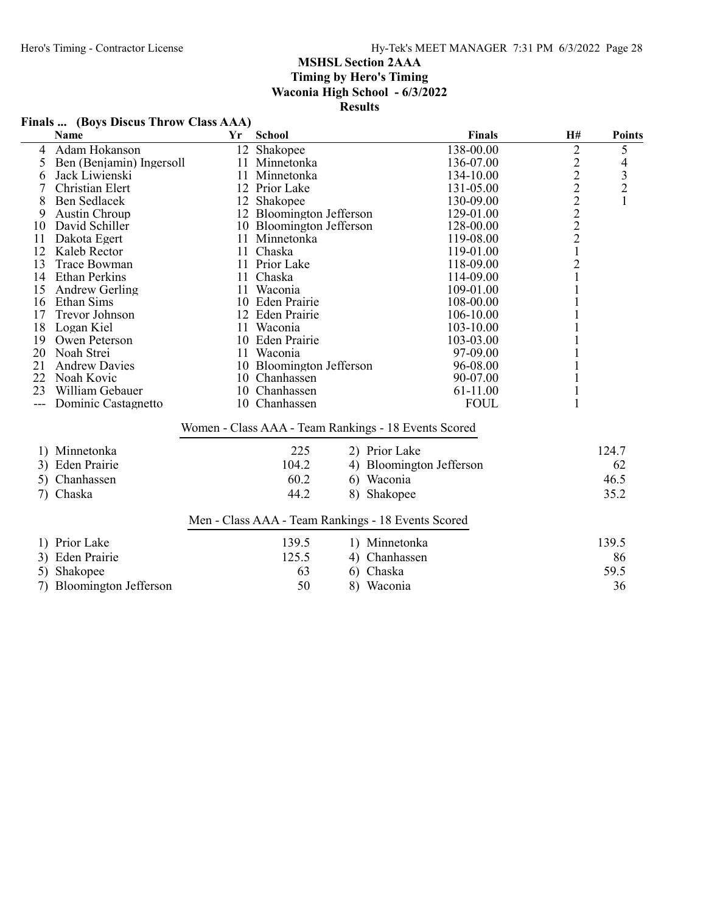# MSHSL Section 2AAA
## Timing by Hero's Timing
## Waconia High School - 6/3/2022
## Results

### Finals ... (Boys Discus Throw Class AAA)

| | Name | Yr | School | Finals | H# | Points |
|---|---|---|---|---|---|---|
| 4 | Adam Hokanson | 12 | Shakopee | 138-00.00 | 2 | 5 |
| 5 | Ben (Benjamin) Ingersoll | 11 | Minnetonka | 136-07.00 | 2 | 4 |
| 6 | Jack Liwienski | 11 | Minnetonka | 134-10.00 | 2 | 3 |
| 7 | Christian Elert | 12 | Prior Lake | 131-05.00 | 2 | 2 |
| 8 | Ben Sedlacek | 12 | Shakopee | 130-09.00 | 2 | 1 |
| 9 | Austin Chroup | 12 | Bloomington Jefferson | 129-01.00 | 2 | |
| 10 | David Schiller | 10 | Bloomington Jefferson | 128-00.00 | 2 | |
| 11 | Dakota Egert | 11 | Minnetonka | 119-08.00 | 2 | |
| 12 | Kaleb Rector | 11 | Chaska | 119-01.00 | 1 | |
| 13 | Trace Bowman | 11 | Prior Lake | 118-09.00 | 2 | |
| 14 | Ethan Perkins | 11 | Chaska | 114-09.00 | 1 | |
| 15 | Andrew Gerling | 11 | Waconia | 109-01.00 | 1 | |
| 16 | Ethan Sims | 10 | Eden Prairie | 108-00.00 | 1 | |
| 17 | Trevor Johnson | 12 | Eden Prairie | 106-10.00 | 1 | |
| 18 | Logan Kiel | 11 | Waconia | 103-10.00 | 1 | |
| 19 | Owen Peterson | 10 | Eden Prairie | 103-03.00 | 1 | |
| 20 | Noah Strei | 11 | Waconia | 97-09.00 | 1 | |
| 21 | Andrew Davies | 10 | Bloomington Jefferson | 96-08.00 | 1 | |
| 22 | Noah Kovic | 10 | Chanhassen | 90-07.00 | 1 | |
| 23 | William Gebauer | 10 | Chanhassen | 61-11.00 | 1 | |
| --- | Dominic Castagnetto | 10 | Chanhassen | FOUL | 1 | |

### Women - Class AAA - Team Rankings - 18 Events Scored

| | | | | | |
|---|---|---|---|---|---|
| 1) | Minnetonka | 225 | 2) | Prior Lake | 124.7 |
| 3) | Eden Prairie | 104.2 | 4) | Bloomington Jefferson | 62 |
| 5) | Chanhassen | 60.2 | 6) | Waconia | 46.5 |
| 7) | Chaska | 44.2 | 8) | Shakopee | 35.2 |

### Men - Class AAA - Team Rankings - 18 Events Scored

| | | | | | |
|---|---|---|---|---|---|
| 1) | Prior Lake | 139.5 | 1) | Minnetonka | 139.5 |
| 3) | Eden Prairie | 125.5 | 4) | Chanhassen | 86 |
| 5) | Shakopee | 63 | 6) | Chaska | 59.5 |
| 7) | Bloomington Jefferson | 50 | 8) | Waconia | 36 |